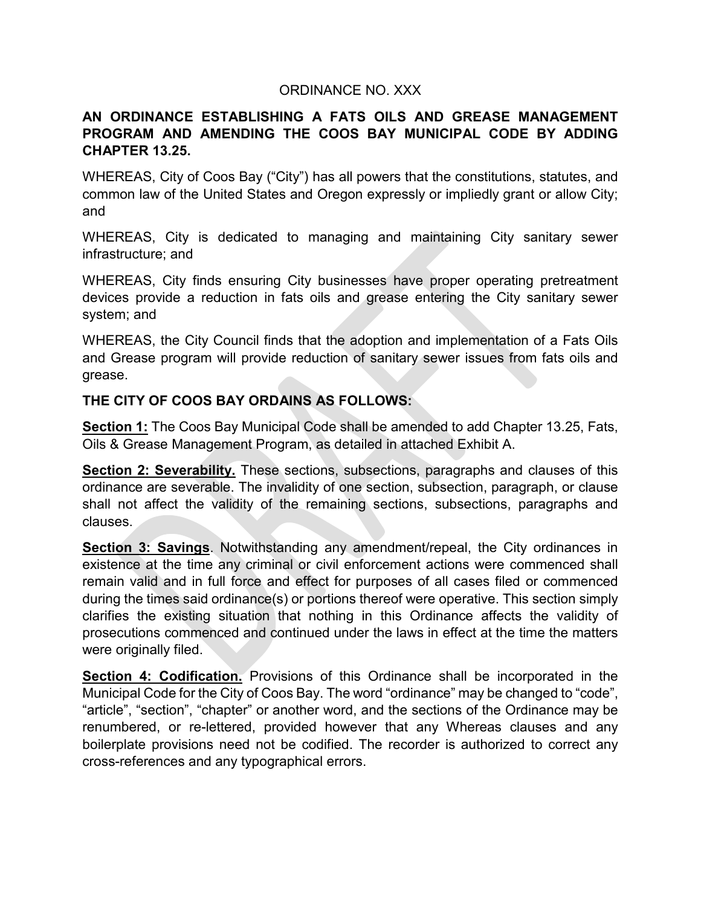ORDINANCE NO. XXX

**AN ORDINANCE ESTABLISHING A FATS OILS AND GREASE MANAGEMENT PROGRAM AND AMENDING THE COOS BAY MUNICIPAL CODE BY ADDING CHAPTER 13.25.**

WHEREAS, City of Coos Bay ("City") has all powers that the constitutions, statutes, and common law of the United States and Oregon expressly or impliedly grant or allow City; and

WHEREAS, City is dedicated to managing and maintaining City sanitary sewer infrastructure; and

WHEREAS, City finds ensuring City businesses have proper operating pretreatment devices provide a reduction in fats oils and grease entering the City sanitary sewer system; and

WHEREAS, the City Council finds that the adoption and implementation of a Fats Oils and Grease program will provide reduction of sanitary sewer issues from fats oils and grease.

**THE CITY OF COOS BAY ORDAINS AS FOLLOWS:**

**Section 1:** The Coos Bay Municipal Code shall be amended to add Chapter 13.25, Fats, Oils & Grease Management Program, as detailed in attached Exhibit A.

**Section 2: Severability.** These sections, subsections, paragraphs and clauses of this ordinance are severable. The invalidity of one section, subsection, paragraph, or clause shall not affect the validity of the remaining sections, subsections, paragraphs and clauses.

**Section 3: Savings**. Notwithstanding any amendment/repeal, the City ordinances in existence at the time any criminal or civil enforcement actions were commenced shall remain valid and in full force and effect for purposes of all cases filed or commenced during the times said ordinance(s) or portions thereof were operative. This section simply clarifies the existing situation that nothing in this Ordinance affects the validity of prosecutions commenced and continued under the laws in effect at the time the matters were originally filed.

**Section 4: Codification.** Provisions of this Ordinance shall be incorporated in the Municipal Code for the City of Coos Bay. The word "ordinance" may be changed to "code", "article", "section", "chapter" or another word, and the sections of the Ordinance may be renumbered, or re-lettered, provided however that any Whereas clauses and any boilerplate provisions need not be codified. The recorder is authorized to correct any cross-references and any typographical errors.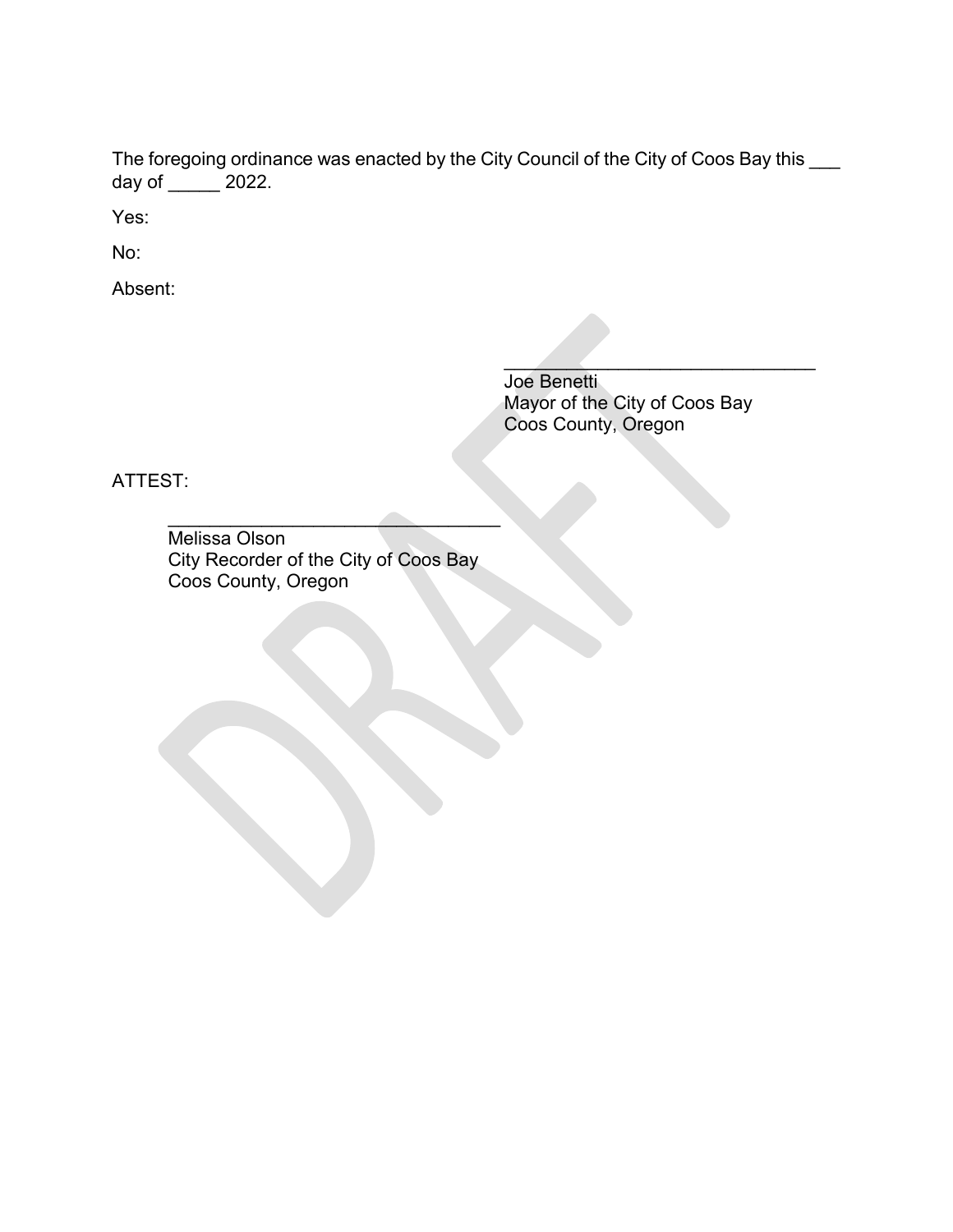The foregoing ordinance was enacted by the City Council of the City of Coos Bay this ___ day of _____ 2022.

Yes:

No:

Absent:

_______________________________
Joe Benetti
Mayor of the City of Coos Bay
Coos County, Oregon

ATTEST:

_________________________________
Melissa Olson
City Recorder of the City of Coos Bay
Coos County, Oregon

DRAFT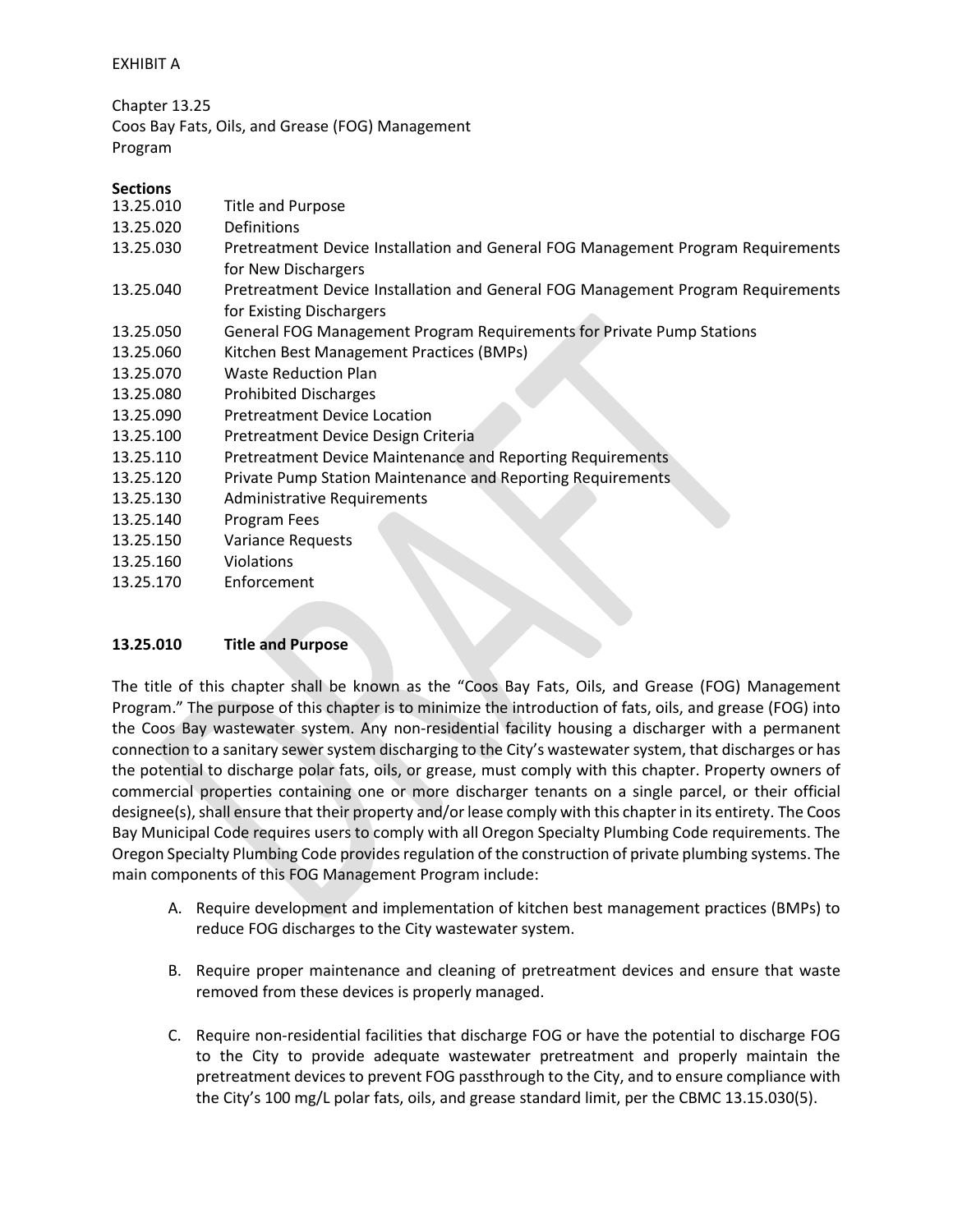EXHIBIT A

Chapter 13.25
Coos Bay Fats, Oils, and Grease (FOG) Management Program

**Sections**

| | |
|---|---|
| 13.25.010 | Title and Purpose |
| 13.25.020 | Definitions |
| 13.25.030 | Pretreatment Device Installation and General FOG Management Program Requirements for New Dischargers |
| 13.25.040 | Pretreatment Device Installation and General FOG Management Program Requirements for Existing Dischargers |
| 13.25.050 | General FOG Management Program Requirements for Private Pump Stations |
| 13.25.060 | Kitchen Best Management Practices (BMPs) |
| 13.25.070 | Waste Reduction Plan |
| 13.25.080 | Prohibited Discharges |
| 13.25.090 | Pretreatment Device Location |
| 13.25.100 | Pretreatment Device Design Criteria |
| 13.25.110 | Pretreatment Device Maintenance and Reporting Requirements |
| 13.25.120 | Private Pump Station Maintenance and Reporting Requirements |
| 13.25.130 | Administrative Requirements |
| 13.25.140 | Program Fees |
| 13.25.150 | Variance Requests |
| 13.25.160 | Violations |
| 13.25.170 | Enforcement |

## 13.25.010 Title and Purpose

The title of this chapter shall be known as the "Coos Bay Fats, Oils, and Grease (FOG) Management Program." The purpose of this chapter is to minimize the introduction of fats, oils, and grease (FOG) into the Coos Bay wastewater system. Any non-residential facility housing a discharger with a permanent connection to a sanitary sewer system discharging to the City's wastewater system, that discharges or has the potential to discharge polar fats, oils, or grease, must comply with this chapter. Property owners of commercial properties containing one or more discharger tenants on a single parcel, or their official designee(s), shall ensure that their property and/or lease comply with this chapter in its entirety. The Coos Bay Municipal Code requires users to comply with all Oregon Specialty Plumbing Code requirements. The Oregon Specialty Plumbing Code provides regulation of the construction of private plumbing systems. The main components of this FOG Management Program include:

A. Require development and implementation of kitchen best management practices (BMPs) to reduce FOG discharges to the City wastewater system.

B. Require proper maintenance and cleaning of pretreatment devices and ensure that waste removed from these devices is properly managed.

C. Require non-residential facilities that discharge FOG or have the potential to discharge FOG to the City to provide adequate wastewater pretreatment and properly maintain the pretreatment devices to prevent FOG passthrough to the City, and to ensure compliance with the City's 100 mg/L polar fats, oils, and grease standard limit, per the CBMC 13.15.030(5).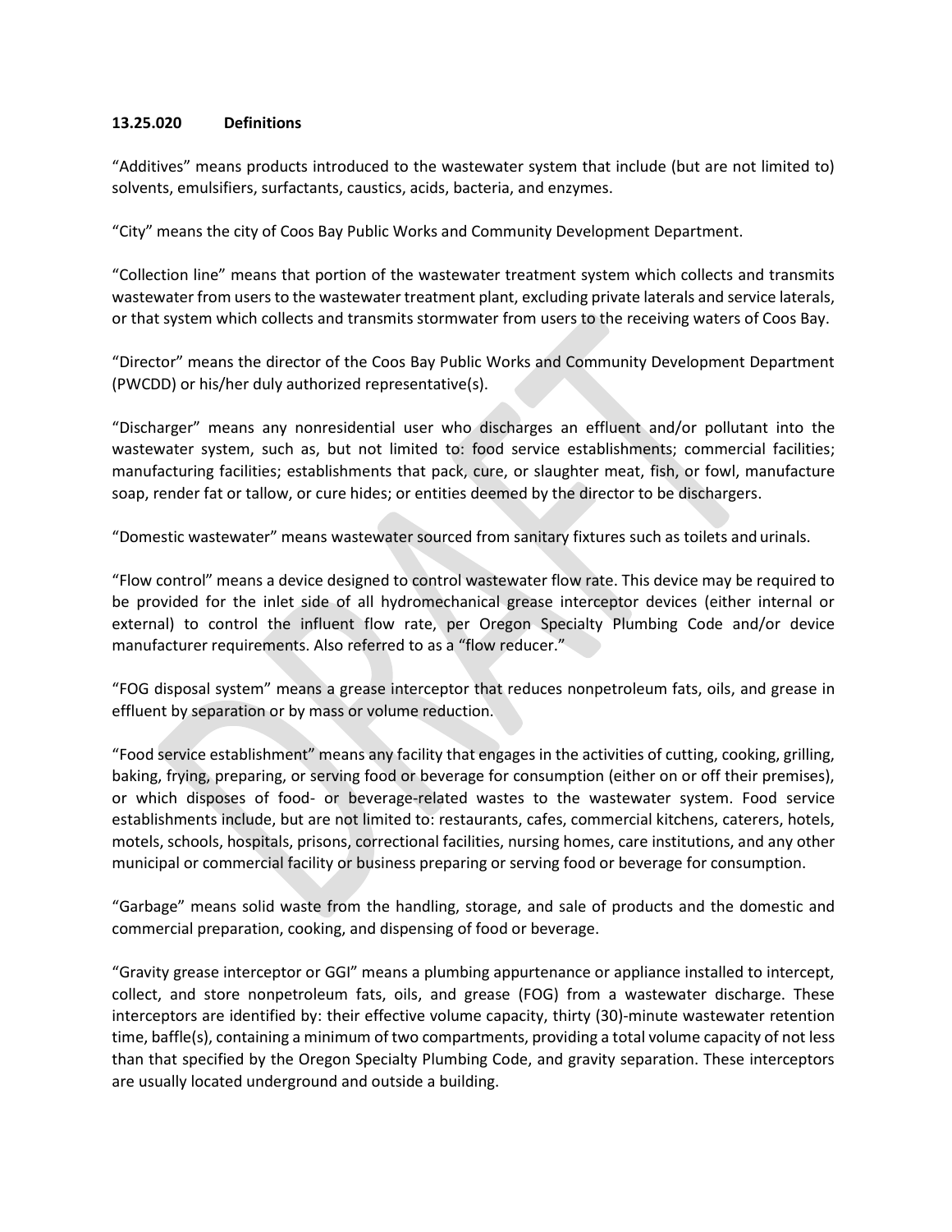**13.25.020 Definitions**

"Additives" means products introduced to the wastewater system that include (but are not limited to) solvents, emulsifiers, surfactants, caustics, acids, bacteria, and enzymes.

"City" means the city of Coos Bay Public Works and Community Development Department.

"Collection line" means that portion of the wastewater treatment system which collects and transmits wastewater from users to the wastewater treatment plant, excluding private laterals and service laterals, or that system which collects and transmits stormwater from users to the receiving waters of Coos Bay.

"Director" means the director of the Coos Bay Public Works and Community Development Department (PWCDD) or his/her duly authorized representative(s).

"Discharger" means any nonresidential user who discharges an effluent and/or pollutant into the wastewater system, such as, but not limited to: food service establishments; commercial facilities; manufacturing facilities; establishments that pack, cure, or slaughter meat, fish, or fowl, manufacture soap, render fat or tallow, or cure hides; or entities deemed by the director to be dischargers.

"Domestic wastewater" means wastewater sourced from sanitary fixtures such as toilets and urinals.

"Flow control" means a device designed to control wastewater flow rate. This device may be required to be provided for the inlet side of all hydromechanical grease interceptor devices (either internal or external) to control the influent flow rate, per Oregon Specialty Plumbing Code and/or device manufacturer requirements. Also referred to as a "flow reducer."

"FOG disposal system" means a grease interceptor that reduces nonpetroleum fats, oils, and grease in effluent by separation or by mass or volume reduction.

"Food service establishment" means any facility that engages in the activities of cutting, cooking, grilling, baking, frying, preparing, or serving food or beverage for consumption (either on or off their premises), or which disposes of food- or beverage-related wastes to the wastewater system. Food service establishments include, but are not limited to: restaurants, cafes, commercial kitchens, caterers, hotels, motels, schools, hospitals, prisons, correctional facilities, nursing homes, care institutions, and any other municipal or commercial facility or business preparing or serving food or beverage for consumption.

"Garbage" means solid waste from the handling, storage, and sale of products and the domestic and commercial preparation, cooking, and dispensing of food or beverage.

"Gravity grease interceptor or GGI" means a plumbing appurtenance or appliance installed to intercept, collect, and store nonpetroleum fats, oils, and grease (FOG) from a wastewater discharge. These interceptors are identified by: their effective volume capacity, thirty (30)-minute wastewater retention time, baffle(s), containing a minimum of two compartments, providing a total volume capacity of not less than that specified by the Oregon Specialty Plumbing Code, and gravity separation. These interceptors are usually located underground and outside a building.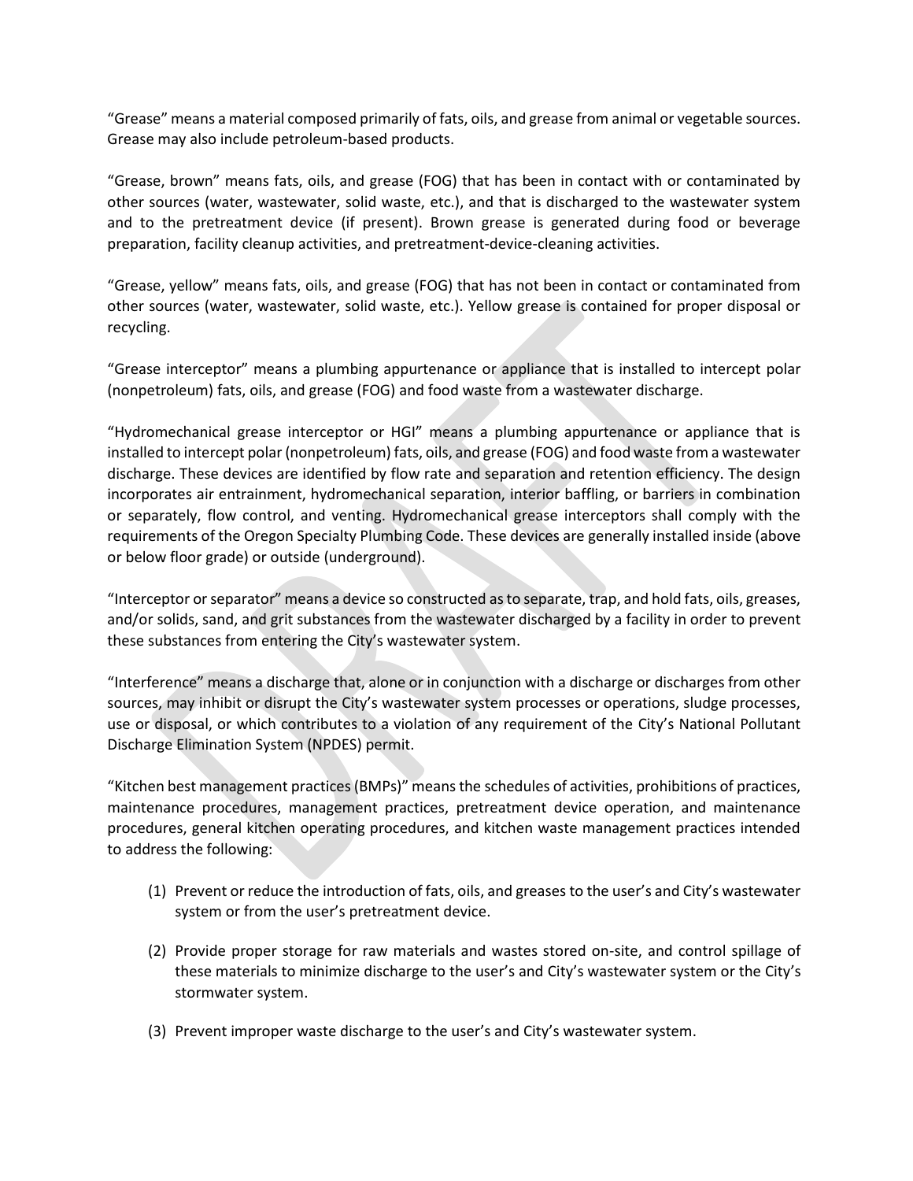"Grease" means a material composed primarily of fats, oils, and grease from animal or vegetable sources. Grease may also include petroleum-based products.

"Grease, brown" means fats, oils, and grease (FOG) that has been in contact with or contaminated by other sources (water, wastewater, solid waste, etc.), and that is discharged to the wastewater system and to the pretreatment device (if present). Brown grease is generated during food or beverage preparation, facility cleanup activities, and pretreatment-device-cleaning activities.

"Grease, yellow" means fats, oils, and grease (FOG) that has not been in contact or contaminated from other sources (water, wastewater, solid waste, etc.). Yellow grease is contained for proper disposal or recycling.

"Grease interceptor" means a plumbing appurtenance or appliance that is installed to intercept polar (nonpetroleum) fats, oils, and grease (FOG) and food waste from a wastewater discharge.

"Hydromechanical grease interceptor or HGI" means a plumbing appurtenance or appliance that is installed to intercept polar (nonpetroleum) fats, oils, and grease (FOG) and food waste from a wastewater discharge. These devices are identified by flow rate and separation and retention efficiency. The design incorporates air entrainment, hydromechanical separation, interior baffling, or barriers in combination or separately, flow control, and venting. Hydromechanical grease interceptors shall comply with the requirements of the Oregon Specialty Plumbing Code. These devices are generally installed inside (above or below floor grade) or outside (underground).

"Interceptor or separator" means a device so constructed as to separate, trap, and hold fats, oils, greases, and/or solids, sand, and grit substances from the wastewater discharged by a facility in order to prevent these substances from entering the City's wastewater system.

"Interference" means a discharge that, alone or in conjunction with a discharge or discharges from other sources, may inhibit or disrupt the City's wastewater system processes or operations, sludge processes, use or disposal, or which contributes to a violation of any requirement of the City's National Pollutant Discharge Elimination System (NPDES) permit.

"Kitchen best management practices (BMPs)" means the schedules of activities, prohibitions of practices, maintenance procedures, management practices, pretreatment device operation, and maintenance procedures, general kitchen operating procedures, and kitchen waste management practices intended to address the following:

(1) Prevent or reduce the introduction of fats, oils, and greases to the user's and City's wastewater system or from the user's pretreatment device.

(2) Provide proper storage for raw materials and wastes stored on-site, and control spillage of these materials to minimize discharge to the user's and City's wastewater system or the City's stormwater system.

(3) Prevent improper waste discharge to the user's and City's wastewater system.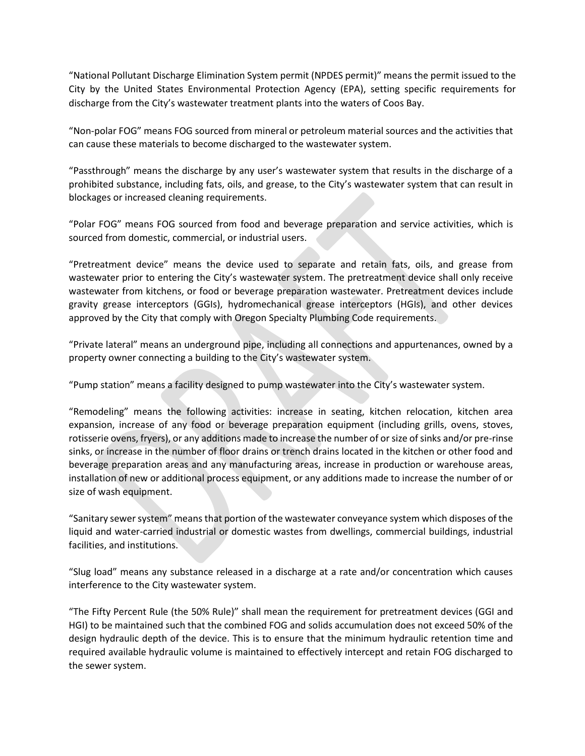"National Pollutant Discharge Elimination System permit (NPDES permit)" means the permit issued to the City by the United States Environmental Protection Agency (EPA), setting specific requirements for discharge from the City's wastewater treatment plants into the waters of Coos Bay.

"Non-polar FOG" means FOG sourced from mineral or petroleum material sources and the activities that can cause these materials to become discharged to the wastewater system.

"Passthrough" means the discharge by any user's wastewater system that results in the discharge of a prohibited substance, including fats, oils, and grease, to the City's wastewater system that can result in blockages or increased cleaning requirements.

"Polar FOG" means FOG sourced from food and beverage preparation and service activities, which is sourced from domestic, commercial, or industrial users.

"Pretreatment device" means the device used to separate and retain fats, oils, and grease from wastewater prior to entering the City's wastewater system. The pretreatment device shall only receive wastewater from kitchens, or food or beverage preparation wastewater. Pretreatment devices include gravity grease interceptors (GGIs), hydromechanical grease interceptors (HGIs), and other devices approved by the City that comply with Oregon Specialty Plumbing Code requirements.

"Private lateral" means an underground pipe, including all connections and appurtenances, owned by a property owner connecting a building to the City's wastewater system.

"Pump station" means a facility designed to pump wastewater into the City's wastewater system.

"Remodeling" means the following activities: increase in seating, kitchen relocation, kitchen area expansion, increase of any food or beverage preparation equipment (including grills, ovens, stoves, rotisserie ovens, fryers), or any additions made to increase the number of or size of sinks and/or pre-rinse sinks, or increase in the number of floor drains or trench drains located in the kitchen or other food and beverage preparation areas and any manufacturing areas, increase in production or warehouse areas, installation of new or additional process equipment, or any additions made to increase the number of or size of wash equipment.

"Sanitary sewer system" means that portion of the wastewater conveyance system which disposes of the liquid and water-carried industrial or domestic wastes from dwellings, commercial buildings, industrial facilities, and institutions.

"Slug load" means any substance released in a discharge at a rate and/or concentration which causes interference to the City wastewater system.

"The Fifty Percent Rule (the 50% Rule)" shall mean the requirement for pretreatment devices (GGI and HGI) to be maintained such that the combined FOG and solids accumulation does not exceed 50% of the design hydraulic depth of the device. This is to ensure that the minimum hydraulic retention time and required available hydraulic volume is maintained to effectively intercept and retain FOG discharged to the sewer system.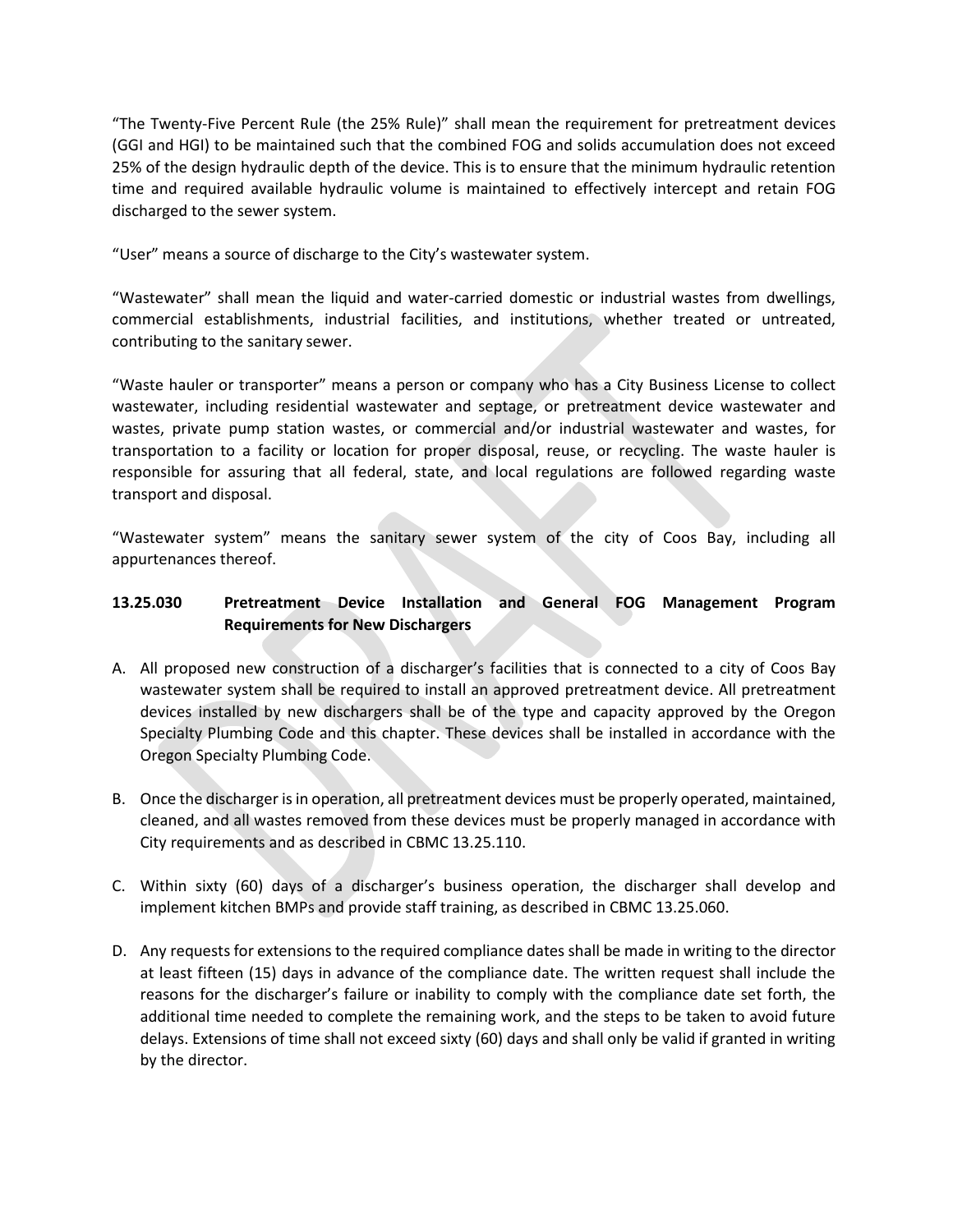"The Twenty-Five Percent Rule (the 25% Rule)" shall mean the requirement for pretreatment devices (GGI and HGI) to be maintained such that the combined FOG and solids accumulation does not exceed 25% of the design hydraulic depth of the device. This is to ensure that the minimum hydraulic retention time and required available hydraulic volume is maintained to effectively intercept and retain FOG discharged to the sewer system.

"User" means a source of discharge to the City's wastewater system.

"Wastewater" shall mean the liquid and water-carried domestic or industrial wastes from dwellings, commercial establishments, industrial facilities, and institutions, whether treated or untreated, contributing to the sanitary sewer.

"Waste hauler or transporter" means a person or company who has a City Business License to collect wastewater, including residential wastewater and septage, or pretreatment device wastewater and wastes, private pump station wastes, or commercial and/or industrial wastewater and wastes, for transportation to a facility or location for proper disposal, reuse, or recycling. The waste hauler is responsible for assuring that all federal, state, and local regulations are followed regarding waste transport and disposal.

"Wastewater system" means the sanitary sewer system of the city of Coos Bay, including all appurtenances thereof.

### 13.25.030 Pretreatment Device Installation and General FOG Management Program Requirements for New Dischargers

A. All proposed new construction of a discharger's facilities that is connected to a city of Coos Bay wastewater system shall be required to install an approved pretreatment device. All pretreatment devices installed by new dischargers shall be of the type and capacity approved by the Oregon Specialty Plumbing Code and this chapter. These devices shall be installed in accordance with the Oregon Specialty Plumbing Code.

B. Once the discharger is in operation, all pretreatment devices must be properly operated, maintained, cleaned, and all wastes removed from these devices must be properly managed in accordance with City requirements and as described in CBMC 13.25.110.

C. Within sixty (60) days of a discharger's business operation, the discharger shall develop and implement kitchen BMPs and provide staff training, as described in CBMC 13.25.060.

D. Any requests for extensions to the required compliance dates shall be made in writing to the director at least fifteen (15) days in advance of the compliance date. The written request shall include the reasons for the discharger's failure or inability to comply with the compliance date set forth, the additional time needed to complete the remaining work, and the steps to be taken to avoid future delays. Extensions of time shall not exceed sixty (60) days and shall only be valid if granted in writing by the director.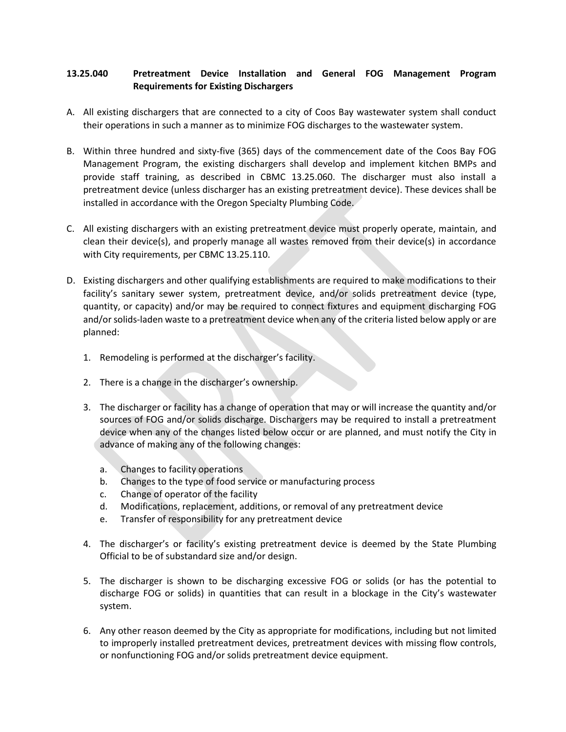**13.25.040 Pretreatment Device Installation and General FOG Management Program Requirements for Existing Dischargers**

A. All existing dischargers that are connected to a city of Coos Bay wastewater system shall conduct their operations in such a manner as to minimize FOG discharges to the wastewater system.

B. Within three hundred and sixty-five (365) days of the commencement date of the Coos Bay FOG Management Program, the existing dischargers shall develop and implement kitchen BMPs and provide staff training, as described in CBMC 13.25.060. The discharger must also install a pretreatment device (unless discharger has an existing pretreatment device). These devices shall be installed in accordance with the Oregon Specialty Plumbing Code.

C. All existing dischargers with an existing pretreatment device must properly operate, maintain, and clean their device(s), and properly manage all wastes removed from their device(s) in accordance with City requirements, per CBMC 13.25.110.

D. Existing dischargers and other qualifying establishments are required to make modifications to their facility's sanitary sewer system, pretreatment device, and/or solids pretreatment device (type, quantity, or capacity) and/or may be required to connect fixtures and equipment discharging FOG and/or solids-laden waste to a pretreatment device when any of the criteria listed below apply or are planned:

   1. Remodeling is performed at the discharger's facility.

   2. There is a change in the discharger's ownership.

   3. The discharger or facility has a change of operation that may or will increase the quantity and/or sources of FOG and/or solids discharge. Dischargers may be required to install a pretreatment device when any of the changes listed below occur or are planned, and must notify the City in advance of making any of the following changes:

      a. Changes to facility operations
      b. Changes to the type of food service or manufacturing process
      c. Change of operator of the facility
      d. Modifications, replacement, additions, or removal of any pretreatment device
      e. Transfer of responsibility for any pretreatment device

   4. The discharger's or facility's existing pretreatment device is deemed by the State Plumbing Official to be of substandard size and/or design.

   5. The discharger is shown to be discharging excessive FOG or solids (or has the potential to discharge FOG or solids) in quantities that can result in a blockage in the City's wastewater system.

   6. Any other reason deemed by the City as appropriate for modifications, including but not limited to improperly installed pretreatment devices, pretreatment devices with missing flow controls, or nonfunctioning FOG and/or solids pretreatment device equipment.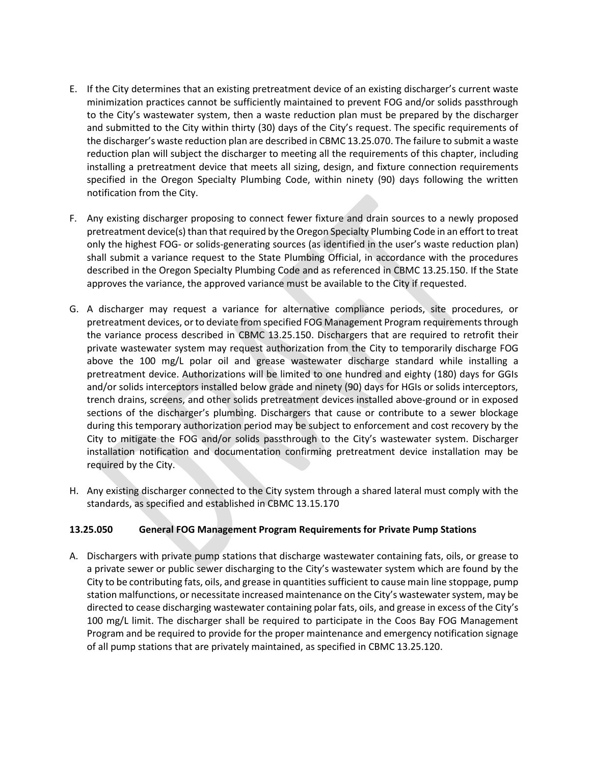E. If the City determines that an existing pretreatment device of an existing discharger's current waste minimization practices cannot be sufficiently maintained to prevent FOG and/or solids passthrough to the City's wastewater system, then a waste reduction plan must be prepared by the discharger and submitted to the City within thirty (30) days of the City's request. The specific requirements of the discharger's waste reduction plan are described in CBMC 13.25.070. The failure to submit a waste reduction plan will subject the discharger to meeting all the requirements of this chapter, including installing a pretreatment device that meets all sizing, design, and fixture connection requirements specified in the Oregon Specialty Plumbing Code, within ninety (90) days following the written notification from the City.

F. Any existing discharger proposing to connect fewer fixture and drain sources to a newly proposed pretreatment device(s) than that required by the Oregon Specialty Plumbing Code in an effort to treat only the highest FOG- or solids-generating sources (as identified in the user's waste reduction plan) shall submit a variance request to the State Plumbing Official, in accordance with the procedures described in the Oregon Specialty Plumbing Code and as referenced in CBMC 13.25.150. If the State approves the variance, the approved variance must be available to the City if requested.

G. A discharger may request a variance for alternative compliance periods, site procedures, or pretreatment devices, or to deviate from specified FOG Management Program requirements through the variance process described in CBMC 13.25.150. Dischargers that are required to retrofit their private wastewater system may request authorization from the City to temporarily discharge FOG above the 100 mg/L polar oil and grease wastewater discharge standard while installing a pretreatment device. Authorizations will be limited to one hundred and eighty (180) days for GGIs and/or solids interceptors installed below grade and ninety (90) days for HGIs or solids interceptors, trench drains, screens, and other solids pretreatment devices installed above-ground or in exposed sections of the discharger's plumbing. Dischargers that cause or contribute to a sewer blockage during this temporary authorization period may be subject to enforcement and cost recovery by the City to mitigate the FOG and/or solids passthrough to the City's wastewater system. Discharger installation notification and documentation confirming pretreatment device installation may be required by the City.

H. Any existing discharger connected to the City system through a shared lateral must comply with the standards, as specified and established in CBMC 13.15.170

**13.25.050 General FOG Management Program Requirements for Private Pump Stations**

A. Dischargers with private pump stations that discharge wastewater containing fats, oils, or grease to a private sewer or public sewer discharging to the City's wastewater system which are found by the City to be contributing fats, oils, and grease in quantities sufficient to cause main line stoppage, pump station malfunctions, or necessitate increased maintenance on the City's wastewater system, may be directed to cease discharging wastewater containing polar fats, oils, and grease in excess of the City's 100 mg/L limit. The discharger shall be required to participate in the Coos Bay FOG Management Program and be required to provide for the proper maintenance and emergency notification signage of all pump stations that are privately maintained, as specified in CBMC 13.25.120.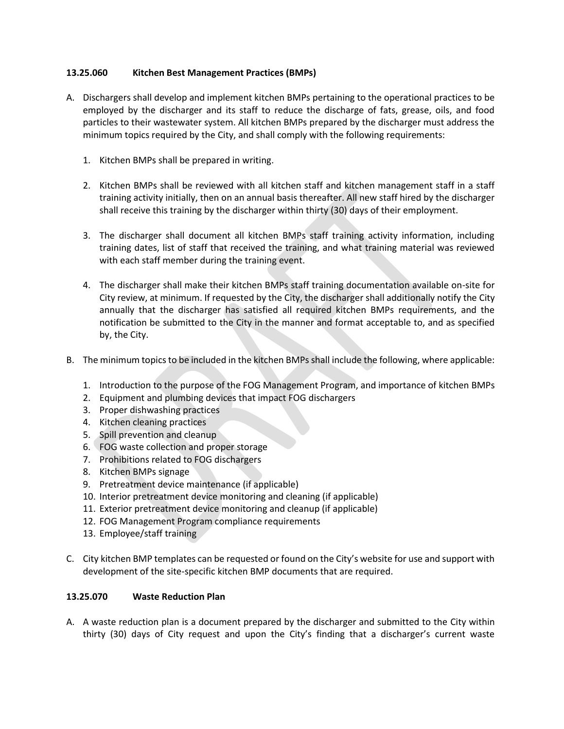### 13.25.060 Kitchen Best Management Practices (BMPs)

A. Dischargers shall develop and implement kitchen BMPs pertaining to the operational practices to be employed by the discharger and its staff to reduce the discharge of fats, grease, oils, and food particles to their wastewater system. All kitchen BMPs prepared by the discharger must address the minimum topics required by the City, and shall comply with the following requirements:

   1. Kitchen BMPs shall be prepared in writing.

   2. Kitchen BMPs shall be reviewed with all kitchen staff and kitchen management staff in a staff training activity initially, then on an annual basis thereafter. All new staff hired by the discharger shall receive this training by the discharger within thirty (30) days of their employment.

   3. The discharger shall document all kitchen BMPs staff training activity information, including training dates, list of staff that received the training, and what training material was reviewed with each staff member during the training event.

   4. The discharger shall make their kitchen BMPs staff training documentation available on-site for City review, at minimum. If requested by the City, the discharger shall additionally notify the City annually that the discharger has satisfied all required kitchen BMPs requirements, and the notification be submitted to the City in the manner and format acceptable to, and as specified by, the City.

B. The minimum topics to be included in the kitchen BMPs shall include the following, where applicable:

   1. Introduction to the purpose of the FOG Management Program, and importance of kitchen BMPs
   2. Equipment and plumbing devices that impact FOG dischargers
   3. Proper dishwashing practices
   4. Kitchen cleaning practices
   5. Spill prevention and cleanup
   6. FOG waste collection and proper storage
   7. Prohibitions related to FOG dischargers
   8. Kitchen BMPs signage
   9. Pretreatment device maintenance (if applicable)
   10. Interior pretreatment device monitoring and cleaning (if applicable)
   11. Exterior pretreatment device monitoring and cleanup (if applicable)
   12. FOG Management Program compliance requirements
   13. Employee/staff training

C. City kitchen BMP templates can be requested or found on the City's website for use and support with development of the site-specific kitchen BMP documents that are required.

### 13.25.070 Waste Reduction Plan

A. A waste reduction plan is a document prepared by the discharger and submitted to the City within thirty (30) days of City request and upon the City's finding that a discharger's current waste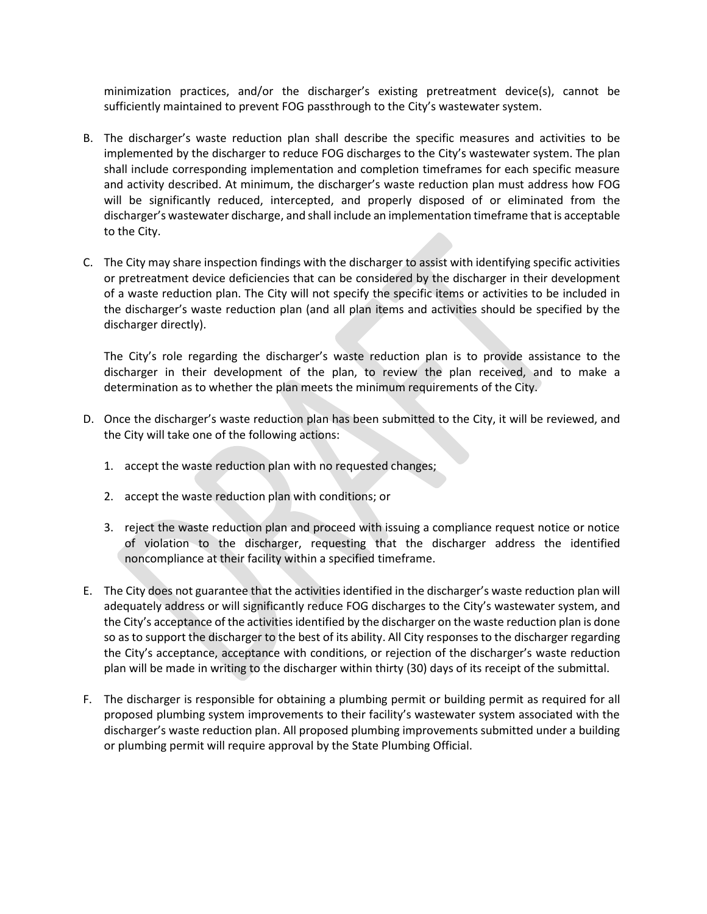minimization practices, and/or the discharger's existing pretreatment device(s), cannot be sufficiently maintained to prevent FOG passthrough to the City's wastewater system.

B. The discharger's waste reduction plan shall describe the specific measures and activities to be implemented by the discharger to reduce FOG discharges to the City's wastewater system. The plan shall include corresponding implementation and completion timeframes for each specific measure and activity described. At minimum, the discharger's waste reduction plan must address how FOG will be significantly reduced, intercepted, and properly disposed of or eliminated from the discharger's wastewater discharge, and shall include an implementation timeframe that is acceptable to the City.

C. The City may share inspection findings with the discharger to assist with identifying specific activities or pretreatment device deficiencies that can be considered by the discharger in their development of a waste reduction plan. The City will not specify the specific items or activities to be included in the discharger's waste reduction plan (and all plan items and activities should be specified by the discharger directly).

   The City's role regarding the discharger's waste reduction plan is to provide assistance to the discharger in their development of the plan, to review the plan received, and to make a determination as to whether the plan meets the minimum requirements of the City.

D. Once the discharger's waste reduction plan has been submitted to the City, it will be reviewed, and the City will take one of the following actions:

   1. accept the waste reduction plan with no requested changes;

   2. accept the waste reduction plan with conditions; or

   3. reject the waste reduction plan and proceed with issuing a compliance request notice or notice of violation to the discharger, requesting that the discharger address the identified noncompliance at their facility within a specified timeframe.

E. The City does not guarantee that the activities identified in the discharger's waste reduction plan will adequately address or will significantly reduce FOG discharges to the City's wastewater system, and the City's acceptance of the activities identified by the discharger on the waste reduction plan is done so as to support the discharger to the best of its ability. All City responses to the discharger regarding the City's acceptance, acceptance with conditions, or rejection of the discharger's waste reduction plan will be made in writing to the discharger within thirty (30) days of its receipt of the submittal.

F. The discharger is responsible for obtaining a plumbing permit or building permit as required for all proposed plumbing system improvements to their facility's wastewater system associated with the discharger's waste reduction plan. All proposed plumbing improvements submitted under a building or plumbing permit will require approval by the State Plumbing Official.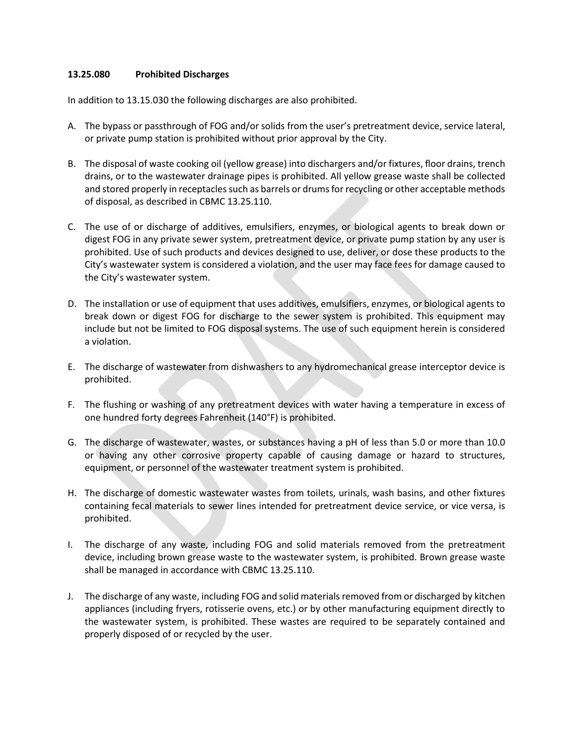**13.25.080 Prohibited Discharges**

In addition to 13.15.030 the following discharges are also prohibited.

A. The bypass or passthrough of FOG and/or solids from the user's pretreatment device, service lateral, or private pump station is prohibited without prior approval by the City.

B. The disposal of waste cooking oil (yellow grease) into dischargers and/or fixtures, floor drains, trench drains, or to the wastewater drainage pipes is prohibited. All yellow grease waste shall be collected and stored properly in receptacles such as barrels or drums for recycling or other acceptable methods of disposal, as described in CBMC 13.25.110.

C. The use of or discharge of additives, emulsifiers, enzymes, or biological agents to break down or digest FOG in any private sewer system, pretreatment device, or private pump station by any user is prohibited. Use of such products and devices designed to use, deliver, or dose these products to the City's wastewater system is considered a violation, and the user may face fees for damage caused to the City's wastewater system.

D. The installation or use of equipment that uses additives, emulsifiers, enzymes, or biological agents to break down or digest FOG for discharge to the sewer system is prohibited. This equipment may include but not be limited to FOG disposal systems. The use of such equipment herein is considered a violation.

E. The discharge of wastewater from dishwashers to any hydromechanical grease interceptor device is prohibited.

F. The flushing or washing of any pretreatment devices with water having a temperature in excess of one hundred forty degrees Fahrenheit (140°F) is prohibited.

G. The discharge of wastewater, wastes, or substances having a pH of less than 5.0 or more than 10.0 or having any other corrosive property capable of causing damage or hazard to structures, equipment, or personnel of the wastewater treatment system is prohibited.

H. The discharge of domestic wastewater wastes from toilets, urinals, wash basins, and other fixtures containing fecal materials to sewer lines intended for pretreatment device service, or vice versa, is prohibited.

I. The discharge of any waste, including FOG and solid materials removed from the pretreatment device, including brown grease waste to the wastewater system, is prohibited. Brown grease waste shall be managed in accordance with CBMC 13.25.110.

J. The discharge of any waste, including FOG and solid materials removed from or discharged by kitchen appliances (including fryers, rotisserie ovens, etc.) or by other manufacturing equipment directly to the wastewater system, is prohibited. These wastes are required to be separately contained and properly disposed of or recycled by the user.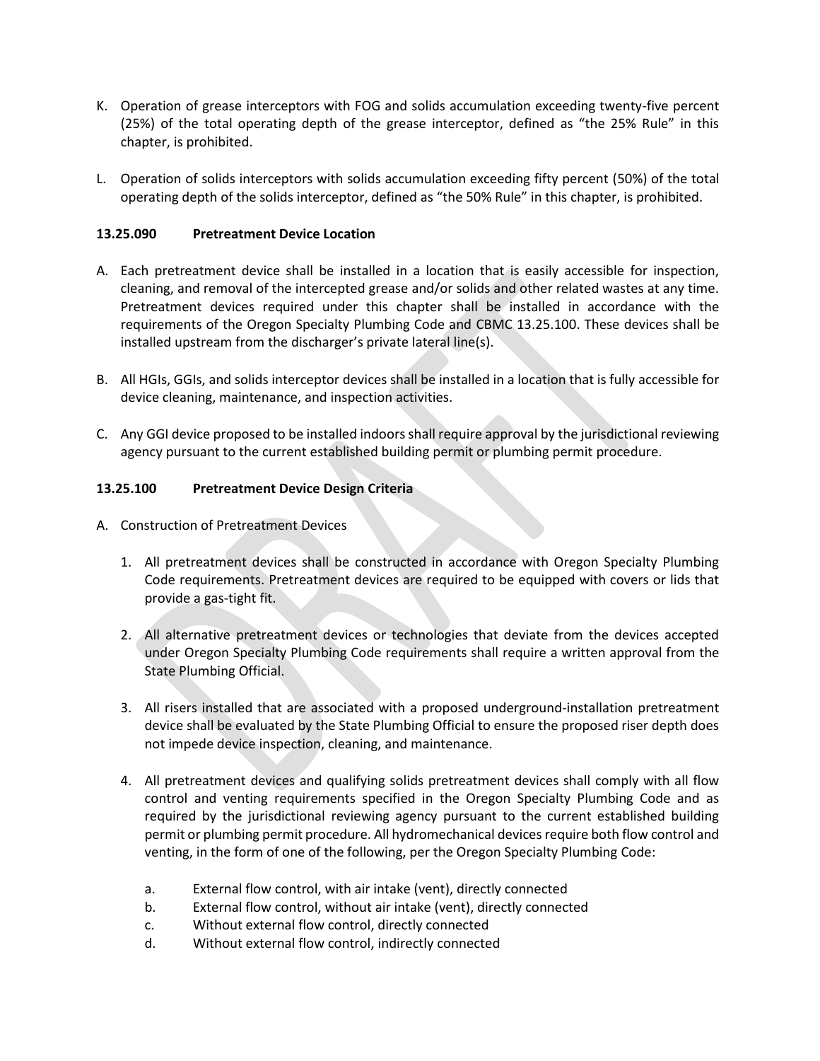K. Operation of grease interceptors with FOG and solids accumulation exceeding twenty-five percent (25%) of the total operating depth of the grease interceptor, defined as "the 25% Rule" in this chapter, is prohibited.

L. Operation of solids interceptors with solids accumulation exceeding fifty percent (50%) of the total operating depth of the solids interceptor, defined as "the 50% Rule" in this chapter, is prohibited.

### 13.25.090 Pretreatment Device Location

A. Each pretreatment device shall be installed in a location that is easily accessible for inspection, cleaning, and removal of the intercepted grease and/or solids and other related wastes at any time. Pretreatment devices required under this chapter shall be installed in accordance with the requirements of the Oregon Specialty Plumbing Code and CBMC 13.25.100. These devices shall be installed upstream from the discharger's private lateral line(s).

B. All HGIs, GGIs, and solids interceptor devices shall be installed in a location that is fully accessible for device cleaning, maintenance, and inspection activities.

C. Any GGI device proposed to be installed indoors shall require approval by the jurisdictional reviewing agency pursuant to the current established building permit or plumbing permit procedure.

### 13.25.100 Pretreatment Device Design Criteria

A. Construction of Pretreatment Devices

1. All pretreatment devices shall be constructed in accordance with Oregon Specialty Plumbing Code requirements. Pretreatment devices are required to be equipped with covers or lids that provide a gas-tight fit.

2. All alternative pretreatment devices or technologies that deviate from the devices accepted under Oregon Specialty Plumbing Code requirements shall require a written approval from the State Plumbing Official.

3. All risers installed that are associated with a proposed underground-installation pretreatment device shall be evaluated by the State Plumbing Official to ensure the proposed riser depth does not impede device inspection, cleaning, and maintenance.

4. All pretreatment devices and qualifying solids pretreatment devices shall comply with all flow control and venting requirements specified in the Oregon Specialty Plumbing Code and as required by the jurisdictional reviewing agency pursuant to the current established building permit or plumbing permit procedure. All hydromechanical devices require both flow control and venting, in the form of one of the following, per the Oregon Specialty Plumbing Code:

   a. External flow control, with air intake (vent), directly connected
   b. External flow control, without air intake (vent), directly connected
   c. Without external flow control, directly connected
   d. Without external flow control, indirectly connected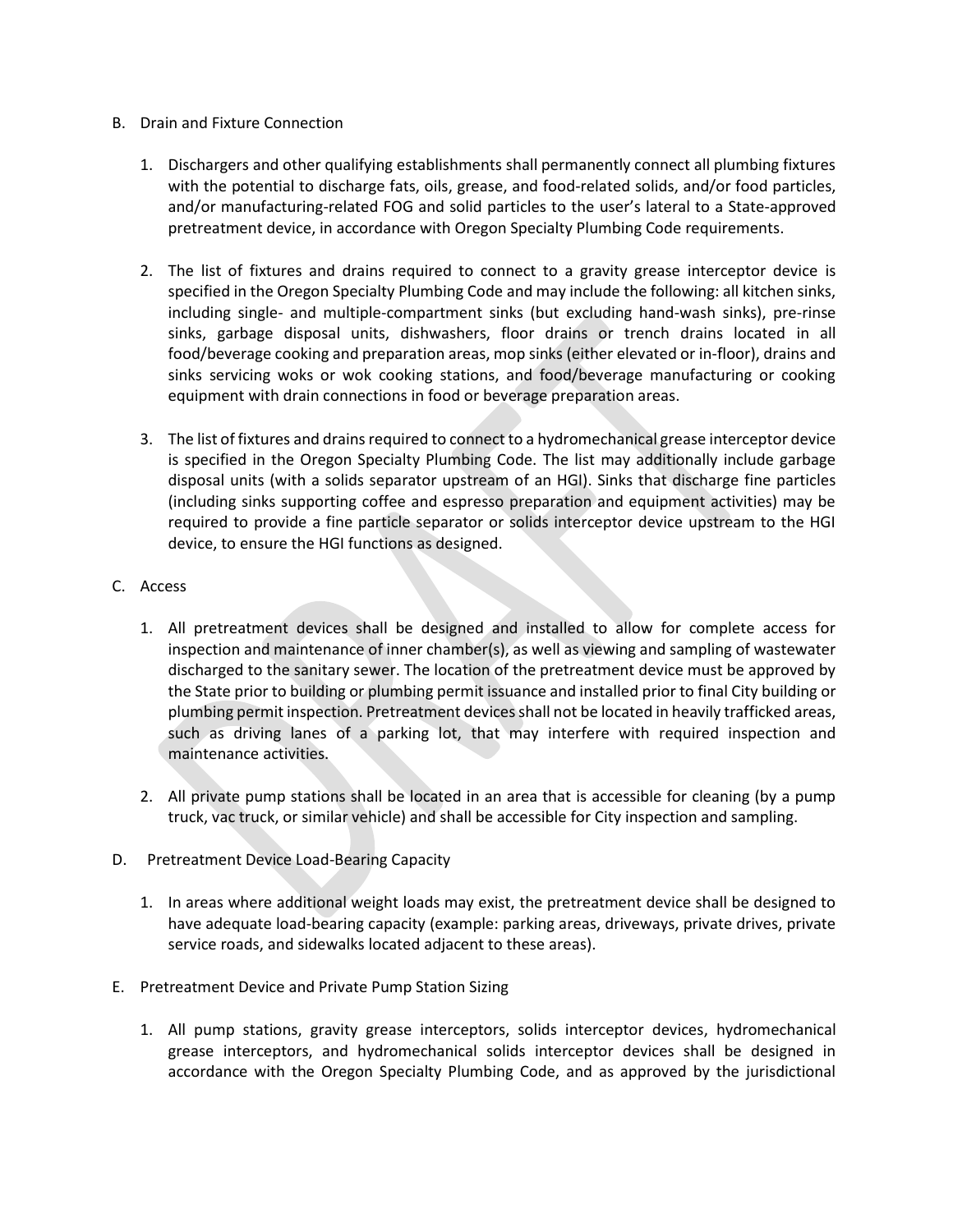B. Drain and Fixture Connection

1. Dischargers and other qualifying establishments shall permanently connect all plumbing fixtures with the potential to discharge fats, oils, grease, and food-related solids, and/or food particles, and/or manufacturing-related FOG and solid particles to the user's lateral to a State-approved pretreatment device, in accordance with Oregon Specialty Plumbing Code requirements.

2. The list of fixtures and drains required to connect to a gravity grease interceptor device is specified in the Oregon Specialty Plumbing Code and may include the following: all kitchen sinks, including single- and multiple-compartment sinks (but excluding hand-wash sinks), pre-rinse sinks, garbage disposal units, dishwashers, floor drains or trench drains located in all food/beverage cooking and preparation areas, mop sinks (either elevated or in-floor), drains and sinks servicing woks or wok cooking stations, and food/beverage manufacturing or cooking equipment with drain connections in food or beverage preparation areas.

3. The list of fixtures and drains required to connect to a hydromechanical grease interceptor device is specified in the Oregon Specialty Plumbing Code. The list may additionally include garbage disposal units (with a solids separator upstream of an HGI). Sinks that discharge fine particles (including sinks supporting coffee and espresso preparation and equipment activities) may be required to provide a fine particle separator or solids interceptor device upstream to the HGI device, to ensure the HGI functions as designed.

C. Access

1. All pretreatment devices shall be designed and installed to allow for complete access for inspection and maintenance of inner chamber(s), as well as viewing and sampling of wastewater discharged to the sanitary sewer. The location of the pretreatment device must be approved by the State prior to building or plumbing permit issuance and installed prior to final City building or plumbing permit inspection. Pretreatment devices shall not be located in heavily trafficked areas, such as driving lanes of a parking lot, that may interfere with required inspection and maintenance activities.

2. All private pump stations shall be located in an area that is accessible for cleaning (by a pump truck, vac truck, or similar vehicle) and shall be accessible for City inspection and sampling.

D. Pretreatment Device Load-Bearing Capacity

1. In areas where additional weight loads may exist, the pretreatment device shall be designed to have adequate load-bearing capacity (example: parking areas, driveways, private drives, private service roads, and sidewalks located adjacent to these areas).

E. Pretreatment Device and Private Pump Station Sizing

1. All pump stations, gravity grease interceptors, solids interceptor devices, hydromechanical grease interceptors, and hydromechanical solids interceptor devices shall be designed in accordance with the Oregon Specialty Plumbing Code, and as approved by the jurisdictional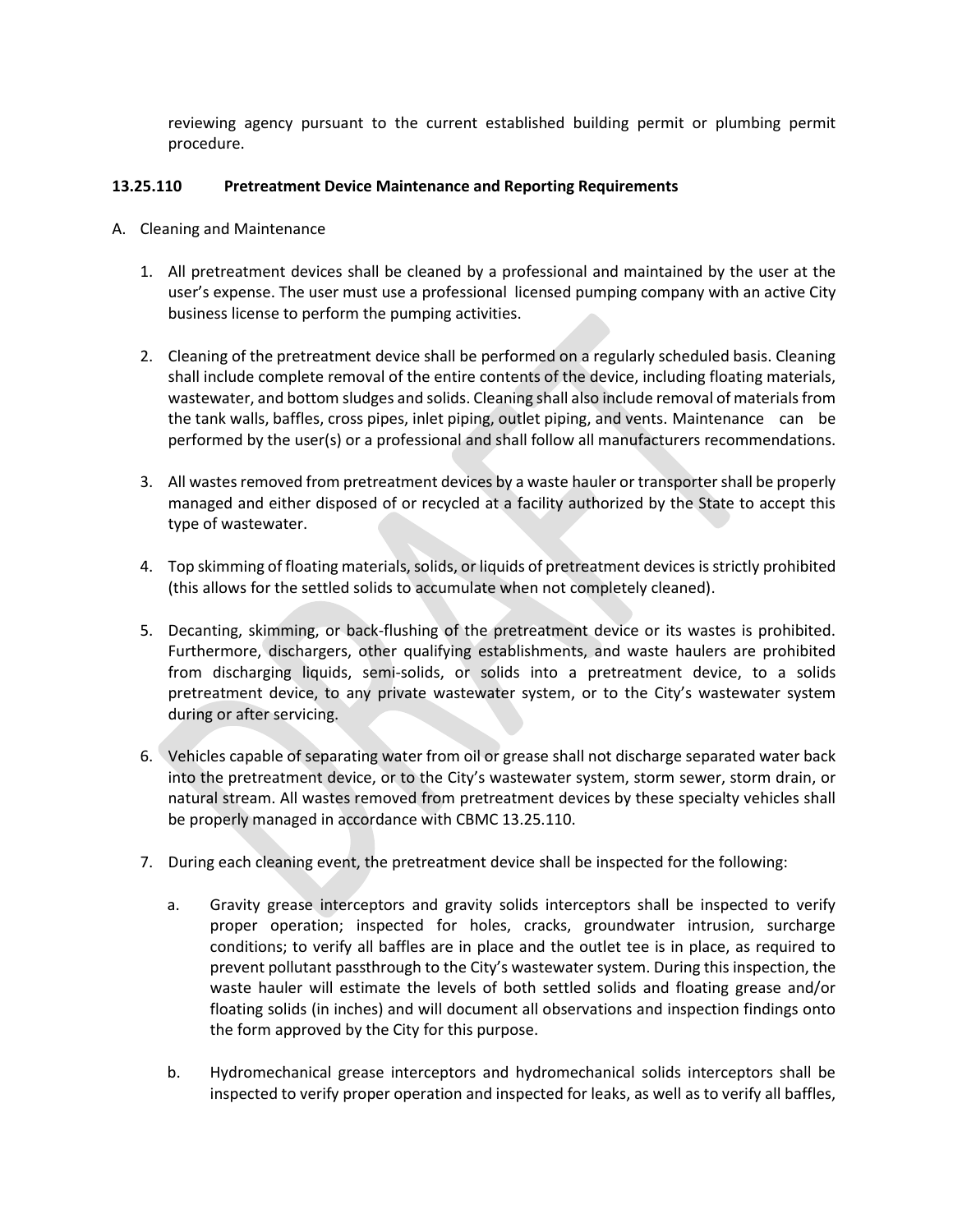reviewing agency pursuant to the current established building permit or plumbing permit procedure.

### 13.25.110 Pretreatment Device Maintenance and Reporting Requirements

A. Cleaning and Maintenance

1. All pretreatment devices shall be cleaned by a professional and maintained by the user at the user's expense. The user must use a professional licensed pumping company with an active City business license to perform the pumping activities.

2. Cleaning of the pretreatment device shall be performed on a regularly scheduled basis. Cleaning shall include complete removal of the entire contents of the device, including floating materials, wastewater, and bottom sludges and solids. Cleaning shall also include removal of materials from the tank walls, baffles, cross pipes, inlet piping, outlet piping, and vents. Maintenance can be performed by the user(s) or a professional and shall follow all manufacturers recommendations.

3. All wastes removed from pretreatment devices by a waste hauler or transporter shall be properly managed and either disposed of or recycled at a facility authorized by the State to accept this type of wastewater.

4. Top skimming of floating materials, solids, or liquids of pretreatment devices is strictly prohibited (this allows for the settled solids to accumulate when not completely cleaned).

5. Decanting, skimming, or back-flushing of the pretreatment device or its wastes is prohibited. Furthermore, dischargers, other qualifying establishments, and waste haulers are prohibited from discharging liquids, semi-solids, or solids into a pretreatment device, to a solids pretreatment device, to any private wastewater system, or to the City's wastewater system during or after servicing.

6. Vehicles capable of separating water from oil or grease shall not discharge separated water back into the pretreatment device, or to the City's wastewater system, storm sewer, storm drain, or natural stream. All wastes removed from pretreatment devices by these specialty vehicles shall be properly managed in accordance with CBMC 13.25.110.

7. During each cleaning event, the pretreatment device shall be inspected for the following:

   a. Gravity grease interceptors and gravity solids interceptors shall be inspected to verify proper operation; inspected for holes, cracks, groundwater intrusion, surcharge conditions; to verify all baffles are in place and the outlet tee is in place, as required to prevent pollutant passthrough to the City's wastewater system. During this inspection, the waste hauler will estimate the levels of both settled solids and floating grease and/or floating solids (in inches) and will document all observations and inspection findings onto the form approved by the City for this purpose.

   b. Hydromechanical grease interceptors and hydromechanical solids interceptors shall be inspected to verify proper operation and inspected for leaks, as well as to verify all baffles,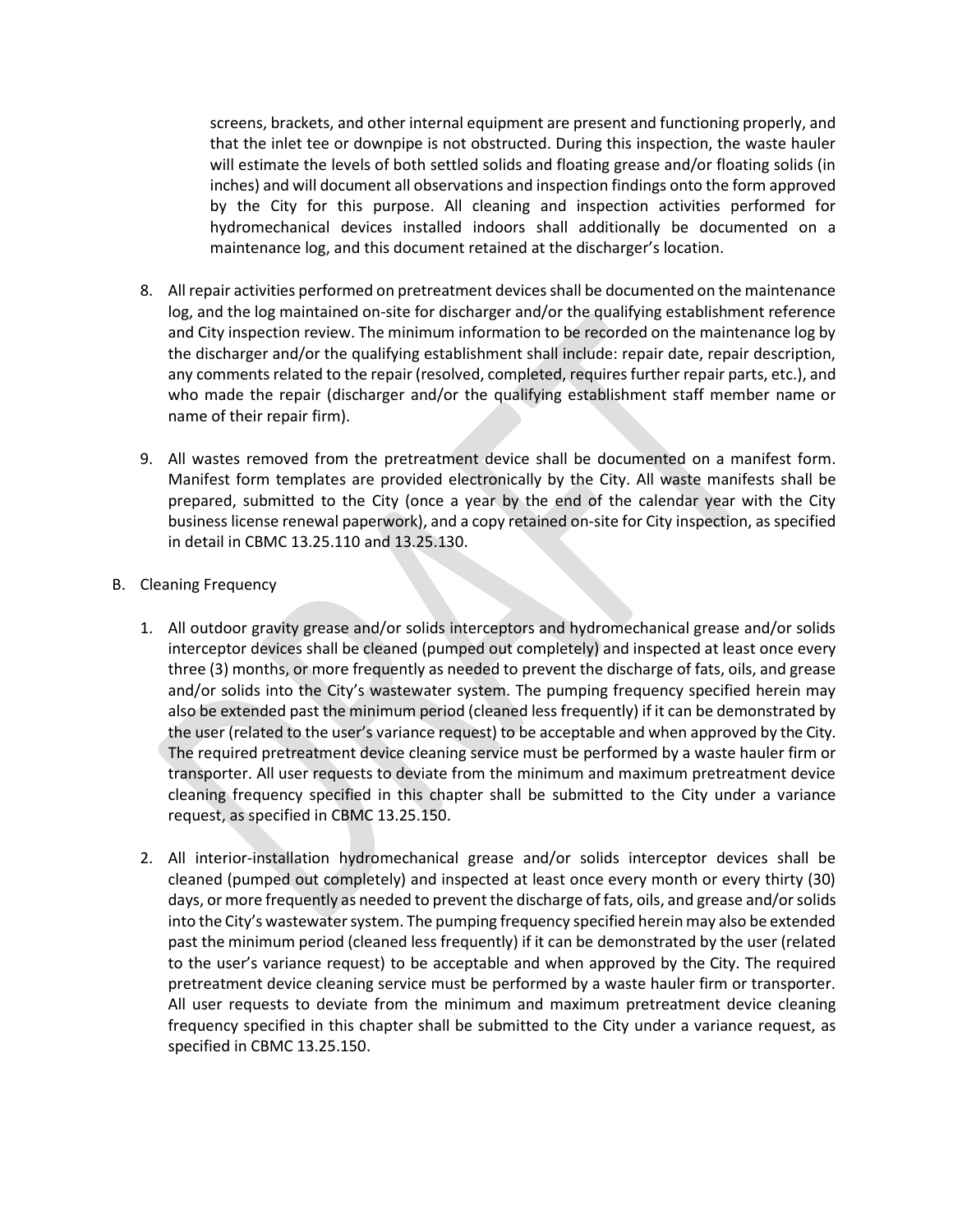screens, brackets, and other internal equipment are present and functioning properly, and that the inlet tee or downpipe is not obstructed. During this inspection, the waste hauler will estimate the levels of both settled solids and floating grease and/or floating solids (in inches) and will document all observations and inspection findings onto the form approved by the City for this purpose. All cleaning and inspection activities performed for hydromechanical devices installed indoors shall additionally be documented on a maintenance log, and this document retained at the discharger's location.

8. All repair activities performed on pretreatment devices shall be documented on the maintenance log, and the log maintained on-site for discharger and/or the qualifying establishment reference and City inspection review. The minimum information to be recorded on the maintenance log by the discharger and/or the qualifying establishment shall include: repair date, repair description, any comments related to the repair (resolved, completed, requires further repair parts, etc.), and who made the repair (discharger and/or the qualifying establishment staff member name or name of their repair firm).

9. All wastes removed from the pretreatment device shall be documented on a manifest form. Manifest form templates are provided electronically by the City. All waste manifests shall be prepared, submitted to the City (once a year by the end of the calendar year with the City business license renewal paperwork), and a copy retained on-site for City inspection, as specified in detail in CBMC 13.25.110 and 13.25.130.

B. Cleaning Frequency

1. All outdoor gravity grease and/or solids interceptors and hydromechanical grease and/or solids interceptor devices shall be cleaned (pumped out completely) and inspected at least once every three (3) months, or more frequently as needed to prevent the discharge of fats, oils, and grease and/or solids into the City's wastewater system. The pumping frequency specified herein may also be extended past the minimum period (cleaned less frequently) if it can be demonstrated by the user (related to the user's variance request) to be acceptable and when approved by the City. The required pretreatment device cleaning service must be performed by a waste hauler firm or transporter. All user requests to deviate from the minimum and maximum pretreatment device cleaning frequency specified in this chapter shall be submitted to the City under a variance request, as specified in CBMC 13.25.150.

2. All interior-installation hydromechanical grease and/or solids interceptor devices shall be cleaned (pumped out completely) and inspected at least once every month or every thirty (30) days, or more frequently as needed to prevent the discharge of fats, oils, and grease and/or solids into the City's wastewater system. The pumping frequency specified herein may also be extended past the minimum period (cleaned less frequently) if it can be demonstrated by the user (related to the user's variance request) to be acceptable and when approved by the City. The required pretreatment device cleaning service must be performed by a waste hauler firm or transporter. All user requests to deviate from the minimum and maximum pretreatment device cleaning frequency specified in this chapter shall be submitted to the City under a variance request, as specified in CBMC 13.25.150.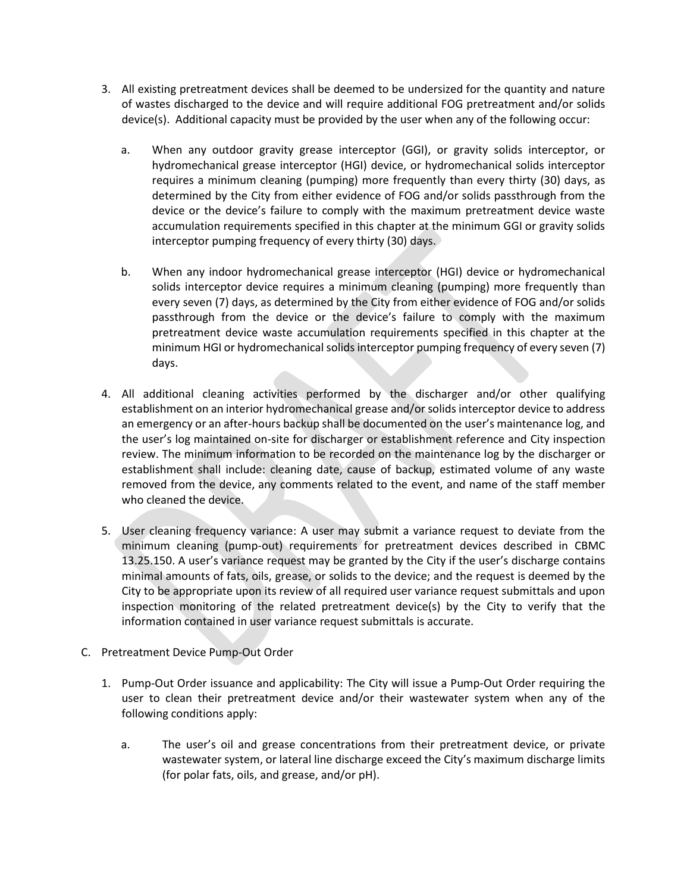3. All existing pretreatment devices shall be deemed to be undersized for the quantity and nature of wastes discharged to the device and will require additional FOG pretreatment and/or solids device(s). Additional capacity must be provided by the user when any of the following occur:

   a. When any outdoor gravity grease interceptor (GGI), or gravity solids interceptor, or hydromechanical grease interceptor (HGI) device, or hydromechanical solids interceptor requires a minimum cleaning (pumping) more frequently than every thirty (30) days, as determined by the City from either evidence of FOG and/or solids passthrough from the device or the device's failure to comply with the maximum pretreatment device waste accumulation requirements specified in this chapter at the minimum GGI or gravity solids interceptor pumping frequency of every thirty (30) days.

   b. When any indoor hydromechanical grease interceptor (HGI) device or hydromechanical solids interceptor device requires a minimum cleaning (pumping) more frequently than every seven (7) days, as determined by the City from either evidence of FOG and/or solids passthrough from the device or the device's failure to comply with the maximum pretreatment device waste accumulation requirements specified in this chapter at the minimum HGI or hydromechanical solids interceptor pumping frequency of every seven (7) days.

4. All additional cleaning activities performed by the discharger and/or other qualifying establishment on an interior hydromechanical grease and/or solids interceptor device to address an emergency or an after-hours backup shall be documented on the user's maintenance log, and the user's log maintained on-site for discharger or establishment reference and City inspection review. The minimum information to be recorded on the maintenance log by the discharger or establishment shall include: cleaning date, cause of backup, estimated volume of any waste removed from the device, any comments related to the event, and name of the staff member who cleaned the device.

5. User cleaning frequency variance: A user may submit a variance request to deviate from the minimum cleaning (pump-out) requirements for pretreatment devices described in CBMC 13.25.150. A user's variance request may be granted by the City if the user's discharge contains minimal amounts of fats, oils, grease, or solids to the device; and the request is deemed by the City to be appropriate upon its review of all required user variance request submittals and upon inspection monitoring of the related pretreatment device(s) by the City to verify that the information contained in user variance request submittals is accurate.

C. Pretreatment Device Pump-Out Order

1. Pump-Out Order issuance and applicability: The City will issue a Pump-Out Order requiring the user to clean their pretreatment device and/or their wastewater system when any of the following conditions apply:

   a. The user's oil and grease concentrations from their pretreatment device, or private wastewater system, or lateral line discharge exceed the City's maximum discharge limits (for polar fats, oils, and grease, and/or pH).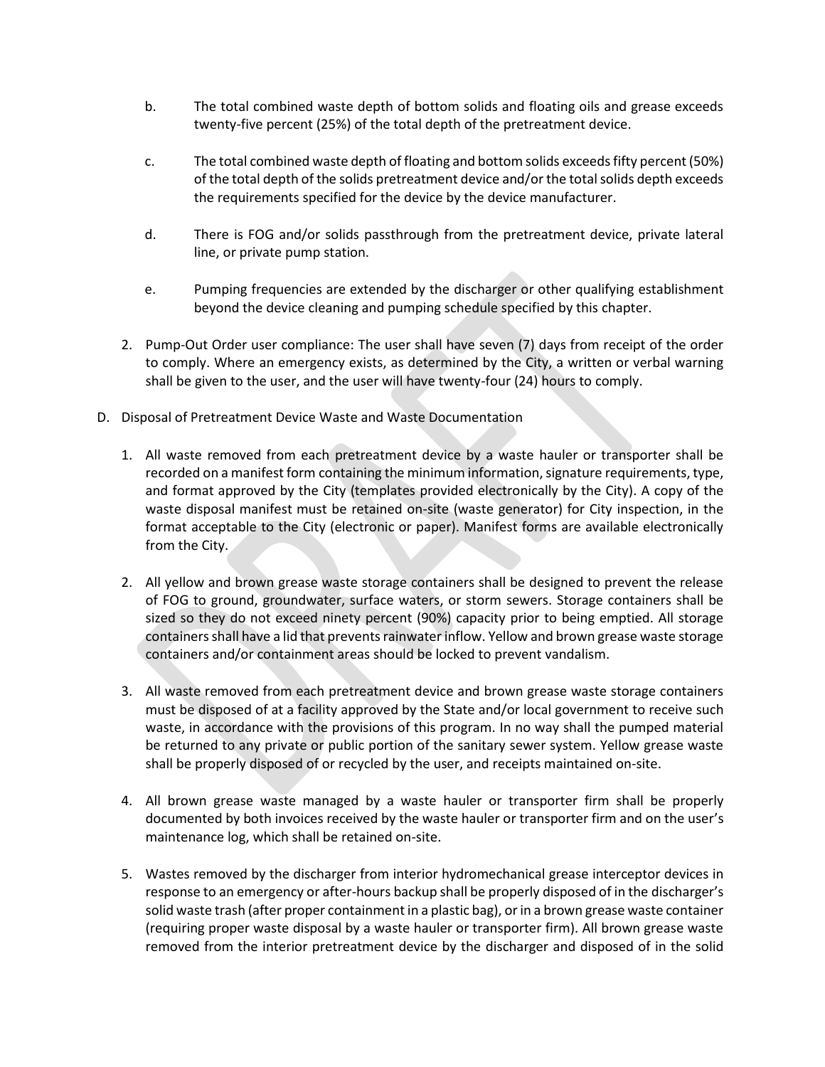b. The total combined waste depth of bottom solids and floating oils and grease exceeds twenty-five percent (25%) of the total depth of the pretreatment device.

c. The total combined waste depth of floating and bottom solids exceeds fifty percent (50%) of the total depth of the solids pretreatment device and/or the total solids depth exceeds the requirements specified for the device by the device manufacturer.

d. There is FOG and/or solids passthrough from the pretreatment device, private lateral line, or private pump station.

e. Pumping frequencies are extended by the discharger or other qualifying establishment beyond the device cleaning and pumping schedule specified by this chapter.

2. Pump-Out Order user compliance: The user shall have seven (7) days from receipt of the order to comply. Where an emergency exists, as determined by the City, a written or verbal warning shall be given to the user, and the user will have twenty-four (24) hours to comply.

D. Disposal of Pretreatment Device Waste and Waste Documentation

1. All waste removed from each pretreatment device by a waste hauler or transporter shall be recorded on a manifest form containing the minimum information, signature requirements, type, and format approved by the City (templates provided electronically by the City). A copy of the waste disposal manifest must be retained on-site (waste generator) for City inspection, in the format acceptable to the City (electronic or paper). Manifest forms are available electronically from the City.

2. All yellow and brown grease waste storage containers shall be designed to prevent the release of FOG to ground, groundwater, surface waters, or storm sewers. Storage containers shall be sized so they do not exceed ninety percent (90%) capacity prior to being emptied. All storage containers shall have a lid that prevents rainwater inflow. Yellow and brown grease waste storage containers and/or containment areas should be locked to prevent vandalism.

3. All waste removed from each pretreatment device and brown grease waste storage containers must be disposed of at a facility approved by the State and/or local government to receive such waste, in accordance with the provisions of this program. In no way shall the pumped material be returned to any private or public portion of the sanitary sewer system. Yellow grease waste shall be properly disposed of or recycled by the user, and receipts maintained on-site.

4. All brown grease waste managed by a waste hauler or transporter firm shall be properly documented by both invoices received by the waste hauler or transporter firm and on the user's maintenance log, which shall be retained on-site.

5. Wastes removed by the discharger from interior hydromechanical grease interceptor devices in response to an emergency or after-hours backup shall be properly disposed of in the discharger's solid waste trash (after proper containment in a plastic bag), or in a brown grease waste container (requiring proper waste disposal by a waste hauler or transporter firm). All brown grease waste removed from the interior pretreatment device by the discharger and disposed of in the solid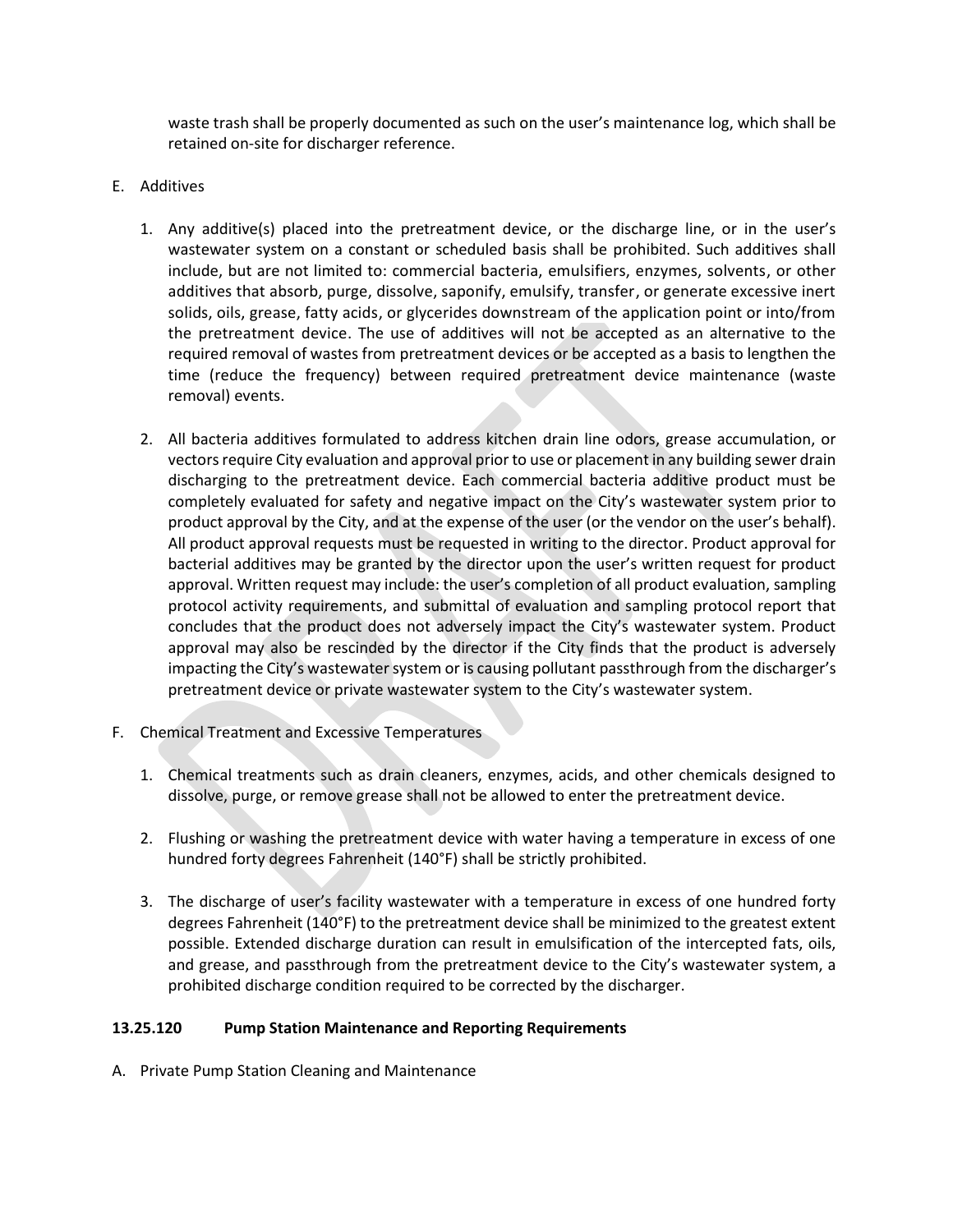waste trash shall be properly documented as such on the user's maintenance log, which shall be retained on-site for discharger reference.

E. Additives

1. Any additive(s) placed into the pretreatment device, or the discharge line, or in the user's wastewater system on a constant or scheduled basis shall be prohibited. Such additives shall include, but are not limited to: commercial bacteria, emulsifiers, enzymes, solvents, or other additives that absorb, purge, dissolve, saponify, emulsify, transfer, or generate excessive inert solids, oils, grease, fatty acids, or glycerides downstream of the application point or into/from the pretreatment device. The use of additives will not be accepted as an alternative to the required removal of wastes from pretreatment devices or be accepted as a basis to lengthen the time (reduce the frequency) between required pretreatment device maintenance (waste removal) events.

2. All bacteria additives formulated to address kitchen drain line odors, grease accumulation, or vectors require City evaluation and approval prior to use or placement in any building sewer drain discharging to the pretreatment device. Each commercial bacteria additive product must be completely evaluated for safety and negative impact on the City's wastewater system prior to product approval by the City, and at the expense of the user (or the vendor on the user's behalf). All product approval requests must be requested in writing to the director. Product approval for bacterial additives may be granted by the director upon the user's written request for product approval. Written request may include: the user's completion of all product evaluation, sampling protocol activity requirements, and submittal of evaluation and sampling protocol report that concludes that the product does not adversely impact the City's wastewater system. Product approval may also be rescinded by the director if the City finds that the product is adversely impacting the City's wastewater system or is causing pollutant passthrough from the discharger's pretreatment device or private wastewater system to the City's wastewater system.

F. Chemical Treatment and Excessive Temperatures

1. Chemical treatments such as drain cleaners, enzymes, acids, and other chemicals designed to dissolve, purge, or remove grease shall not be allowed to enter the pretreatment device.

2. Flushing or washing the pretreatment device with water having a temperature in excess of one hundred forty degrees Fahrenheit (140°F) shall be strictly prohibited.

3. The discharge of user's facility wastewater with a temperature in excess of one hundred forty degrees Fahrenheit (140°F) to the pretreatment device shall be minimized to the greatest extent possible. Extended discharge duration can result in emulsification of the intercepted fats, oils, and grease, and passthrough from the pretreatment device to the City's wastewater system, a prohibited discharge condition required to be corrected by the discharger.

**13.25.120 Pump Station Maintenance and Reporting Requirements**

A. Private Pump Station Cleaning and Maintenance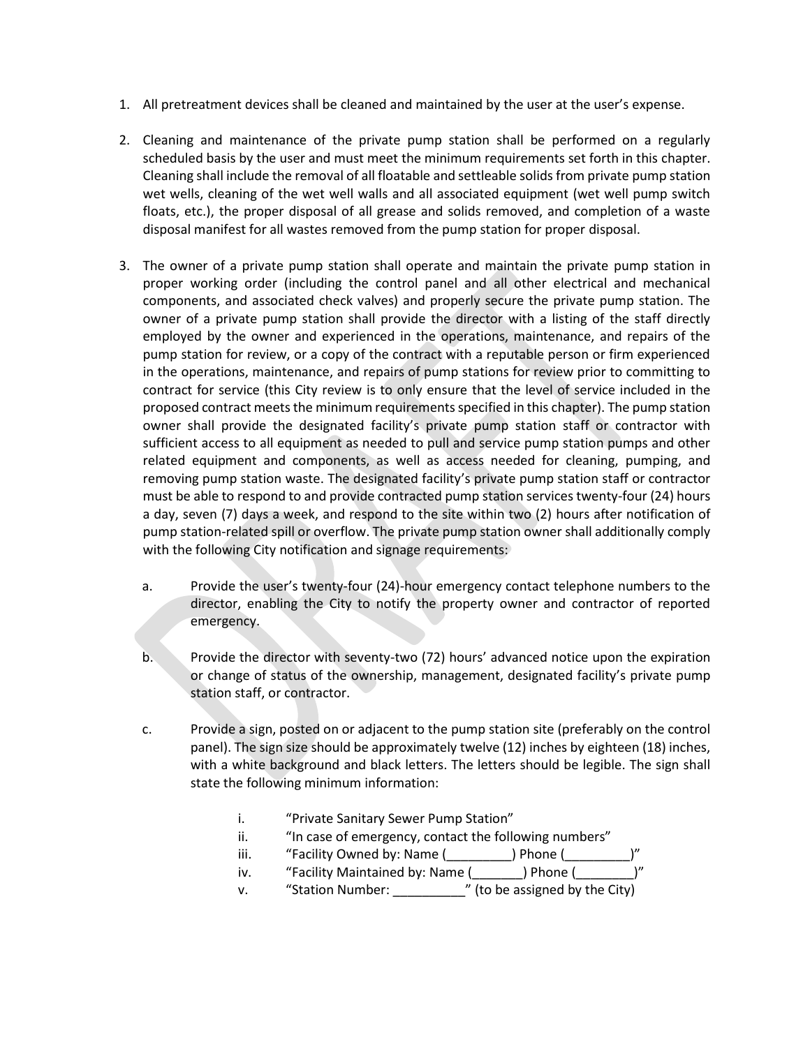1. All pretreatment devices shall be cleaned and maintained by the user at the user's expense.

2. Cleaning and maintenance of the private pump station shall be performed on a regularly scheduled basis by the user and must meet the minimum requirements set forth in this chapter. Cleaning shall include the removal of all floatable and settleable solids from private pump station wet wells, cleaning of the wet well walls and all associated equipment (wet well pump switch floats, etc.), the proper disposal of all grease and solids removed, and completion of a waste disposal manifest for all wastes removed from the pump station for proper disposal.

3. The owner of a private pump station shall operate and maintain the private pump station in proper working order (including the control panel and all other electrical and mechanical components, and associated check valves) and properly secure the private pump station. The owner of a private pump station shall provide the director with a listing of the staff directly employed by the owner and experienced in the operations, maintenance, and repairs of the pump station for review, or a copy of the contract with a reputable person or firm experienced in the operations, maintenance, and repairs of pump stations for review prior to committing to contract for service (this City review is to only ensure that the level of service included in the proposed contract meets the minimum requirements specified in this chapter). The pump station owner shall provide the designated facility's private pump station staff or contractor with sufficient access to all equipment as needed to pull and service pump station pumps and other related equipment and components, as well as access needed for cleaning, pumping, and removing pump station waste. The designated facility's private pump station staff or contractor must be able to respond to and provide contracted pump station services twenty-four (24) hours a day, seven (7) days a week, and respond to the site within two (2) hours after notification of pump station-related spill or overflow. The private pump station owner shall additionally comply with the following City notification and signage requirements:

   a. Provide the user's twenty-four (24)-hour emergency contact telephone numbers to the director, enabling the City to notify the property owner and contractor of reported emergency.

   b. Provide the director with seventy-two (72) hours' advanced notice upon the expiration or change of status of the ownership, management, designated facility's private pump station staff, or contractor.

   c. Provide a sign, posted on or adjacent to the pump station site (preferably on the control panel). The sign size should be approximately twelve (12) inches by eighteen (18) inches, with a white background and black letters. The letters should be legible. The sign shall state the following minimum information:

      i. "Private Sanitary Sewer Pump Station"
      ii. "In case of emergency, contact the following numbers"
      iii. "Facility Owned by: Name (_________) Phone (_________)"
      iv. "Facility Maintained by: Name (_______) Phone (________)"
      v. "Station Number: __________" (to be assigned by the City)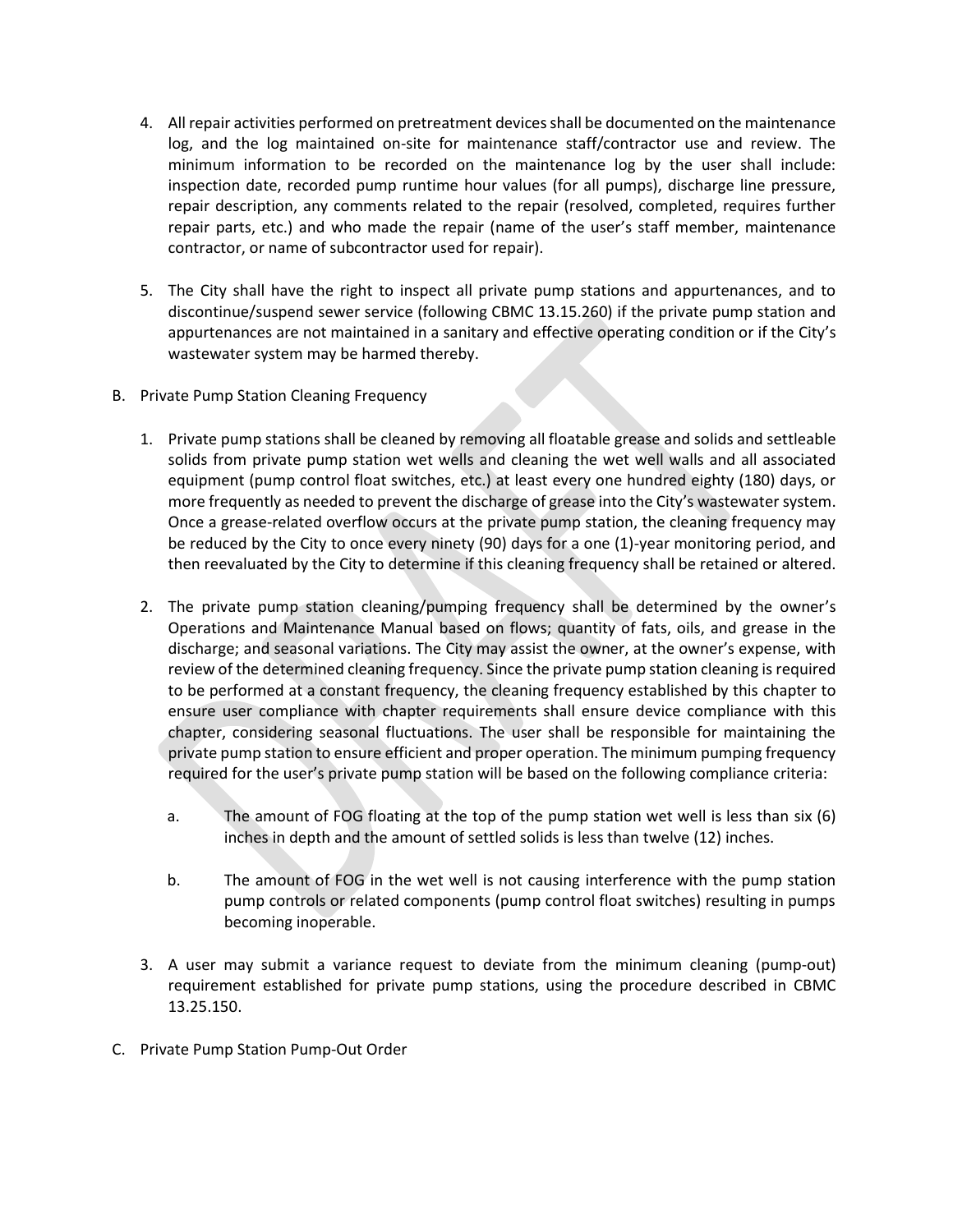4. All repair activities performed on pretreatment devices shall be documented on the maintenance log, and the log maintained on-site for maintenance staff/contractor use and review. The minimum information to be recorded on the maintenance log by the user shall include: inspection date, recorded pump runtime hour values (for all pumps), discharge line pressure, repair description, any comments related to the repair (resolved, completed, requires further repair parts, etc.) and who made the repair (name of the user's staff member, maintenance contractor, or name of subcontractor used for repair).

5. The City shall have the right to inspect all private pump stations and appurtenances, and to discontinue/suspend sewer service (following CBMC 13.15.260) if the private pump station and appurtenances are not maintained in a sanitary and effective operating condition or if the City's wastewater system may be harmed thereby.

B. Private Pump Station Cleaning Frequency

1. Private pump stations shall be cleaned by removing all floatable grease and solids and settleable solids from private pump station wet wells and cleaning the wet well walls and all associated equipment (pump control float switches, etc.) at least every one hundred eighty (180) days, or more frequently as needed to prevent the discharge of grease into the City's wastewater system. Once a grease-related overflow occurs at the private pump station, the cleaning frequency may be reduced by the City to once every ninety (90) days for a one (1)-year monitoring period, and then reevaluated by the City to determine if this cleaning frequency shall be retained or altered.

2. The private pump station cleaning/pumping frequency shall be determined by the owner's Operations and Maintenance Manual based on flows; quantity of fats, oils, and grease in the discharge; and seasonal variations. The City may assist the owner, at the owner's expense, with review of the determined cleaning frequency. Since the private pump station cleaning is required to be performed at a constant frequency, the cleaning frequency established by this chapter to ensure user compliance with chapter requirements shall ensure device compliance with this chapter, considering seasonal fluctuations. The user shall be responsible for maintaining the private pump station to ensure efficient and proper operation. The minimum pumping frequency required for the user's private pump station will be based on the following compliance criteria:

   a. The amount of FOG floating at the top of the pump station wet well is less than six (6) inches in depth and the amount of settled solids is less than twelve (12) inches.

   b. The amount of FOG in the wet well is not causing interference with the pump station pump controls or related components (pump control float switches) resulting in pumps becoming inoperable.

3. A user may submit a variance request to deviate from the minimum cleaning (pump-out) requirement established for private pump stations, using the procedure described in CBMC 13.25.150.

C. Private Pump Station Pump-Out Order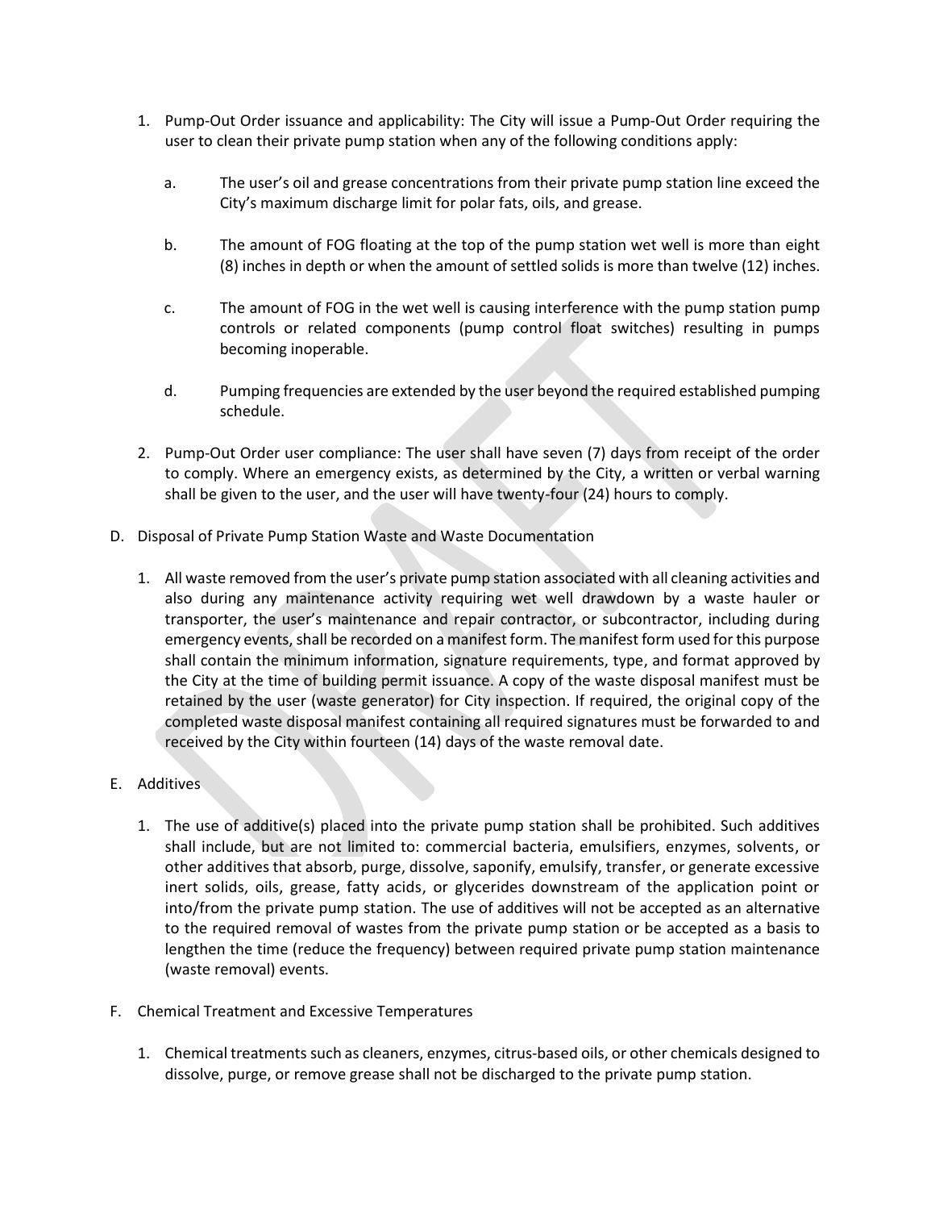1. Pump-Out Order issuance and applicability: The City will issue a Pump-Out Order requiring the user to clean their private pump station when any of the following conditions apply:

    a. The user's oil and grease concentrations from their private pump station line exceed the City's maximum discharge limit for polar fats, oils, and grease.

    b. The amount of FOG floating at the top of the pump station wet well is more than eight (8) inches in depth or when the amount of settled solids is more than twelve (12) inches.

    c. The amount of FOG in the wet well is causing interference with the pump station pump controls or related components (pump control float switches) resulting in pumps becoming inoperable.

    d. Pumping frequencies are extended by the user beyond the required established pumping schedule.

2. Pump-Out Order user compliance: The user shall have seven (7) days from receipt of the order to comply. Where an emergency exists, as determined by the City, a written or verbal warning shall be given to the user, and the user will have twenty-four (24) hours to comply.

D. Disposal of Private Pump Station Waste and Waste Documentation

1. All waste removed from the user's private pump station associated with all cleaning activities and also during any maintenance activity requiring wet well drawdown by a waste hauler or transporter, the user's maintenance and repair contractor, or subcontractor, including during emergency events, shall be recorded on a manifest form. The manifest form used for this purpose shall contain the minimum information, signature requirements, type, and format approved by the City at the time of building permit issuance. A copy of the waste disposal manifest must be retained by the user (waste generator) for City inspection. If required, the original copy of the completed waste disposal manifest containing all required signatures must be forwarded to and received by the City within fourteen (14) days of the waste removal date.

E. Additives

1. The use of additive(s) placed into the private pump station shall be prohibited. Such additives shall include, but are not limited to: commercial bacteria, emulsifiers, enzymes, solvents, or other additives that absorb, purge, dissolve, saponify, emulsify, transfer, or generate excessive inert solids, oils, grease, fatty acids, or glycerides downstream of the application point or into/from the private pump station. The use of additives will not be accepted as an alternative to the required removal of wastes from the private pump station or be accepted as a basis to lengthen the time (reduce the frequency) between required private pump station maintenance (waste removal) events.

F. Chemical Treatment and Excessive Temperatures

1. Chemical treatments such as cleaners, enzymes, citrus-based oils, or other chemicals designed to dissolve, purge, or remove grease shall not be discharged to the private pump station.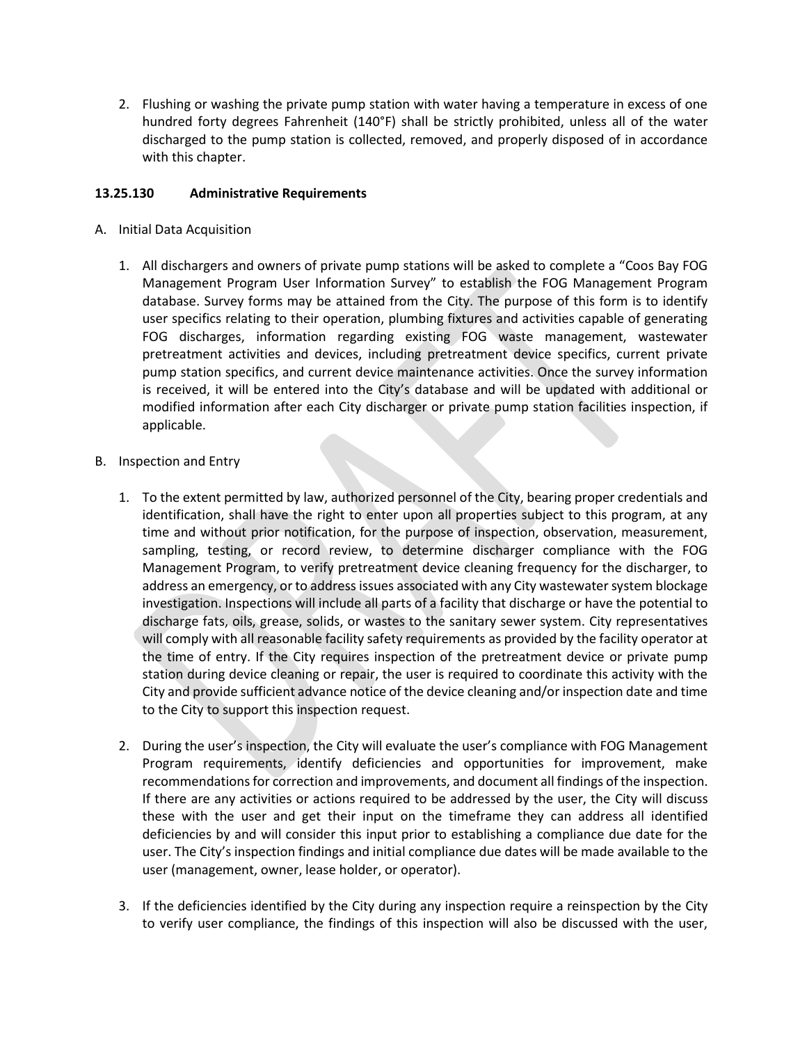2. Flushing or washing the private pump station with water having a temperature in excess of one hundred forty degrees Fahrenheit (140°F) shall be strictly prohibited, unless all of the water discharged to the pump station is collected, removed, and properly disposed of in accordance with this chapter.

**13.25.130 Administrative Requirements**

A. Initial Data Acquisition

1. All dischargers and owners of private pump stations will be asked to complete a "Coos Bay FOG Management Program User Information Survey" to establish the FOG Management Program database. Survey forms may be attained from the City. The purpose of this form is to identify user specifics relating to their operation, plumbing fixtures and activities capable of generating FOG discharges, information regarding existing FOG waste management, wastewater pretreatment activities and devices, including pretreatment device specifics, current private pump station specifics, and current device maintenance activities. Once the survey information is received, it will be entered into the City's database and will be updated with additional or modified information after each City discharger or private pump station facilities inspection, if applicable.

B. Inspection and Entry

1. To the extent permitted by law, authorized personnel of the City, bearing proper credentials and identification, shall have the right to enter upon all properties subject to this program, at any time and without prior notification, for the purpose of inspection, observation, measurement, sampling, testing, or record review, to determine discharger compliance with the FOG Management Program, to verify pretreatment device cleaning frequency for the discharger, to address an emergency, or to address issues associated with any City wastewater system blockage investigation. Inspections will include all parts of a facility that discharge or have the potential to discharge fats, oils, grease, solids, or wastes to the sanitary sewer system. City representatives will comply with all reasonable facility safety requirements as provided by the facility operator at the time of entry. If the City requires inspection of the pretreatment device or private pump station during device cleaning or repair, the user is required to coordinate this activity with the City and provide sufficient advance notice of the device cleaning and/or inspection date and time to the City to support this inspection request.

2. During the user's inspection, the City will evaluate the user's compliance with FOG Management Program requirements, identify deficiencies and opportunities for improvement, make recommendations for correction and improvements, and document all findings of the inspection. If there are any activities or actions required to be addressed by the user, the City will discuss these with the user and get their input on the timeframe they can address all identified deficiencies by and will consider this input prior to establishing a compliance due date for the user. The City's inspection findings and initial compliance due dates will be made available to the user (management, owner, lease holder, or operator).

3. If the deficiencies identified by the City during any inspection require a reinspection by the City to verify user compliance, the findings of this inspection will also be discussed with the user,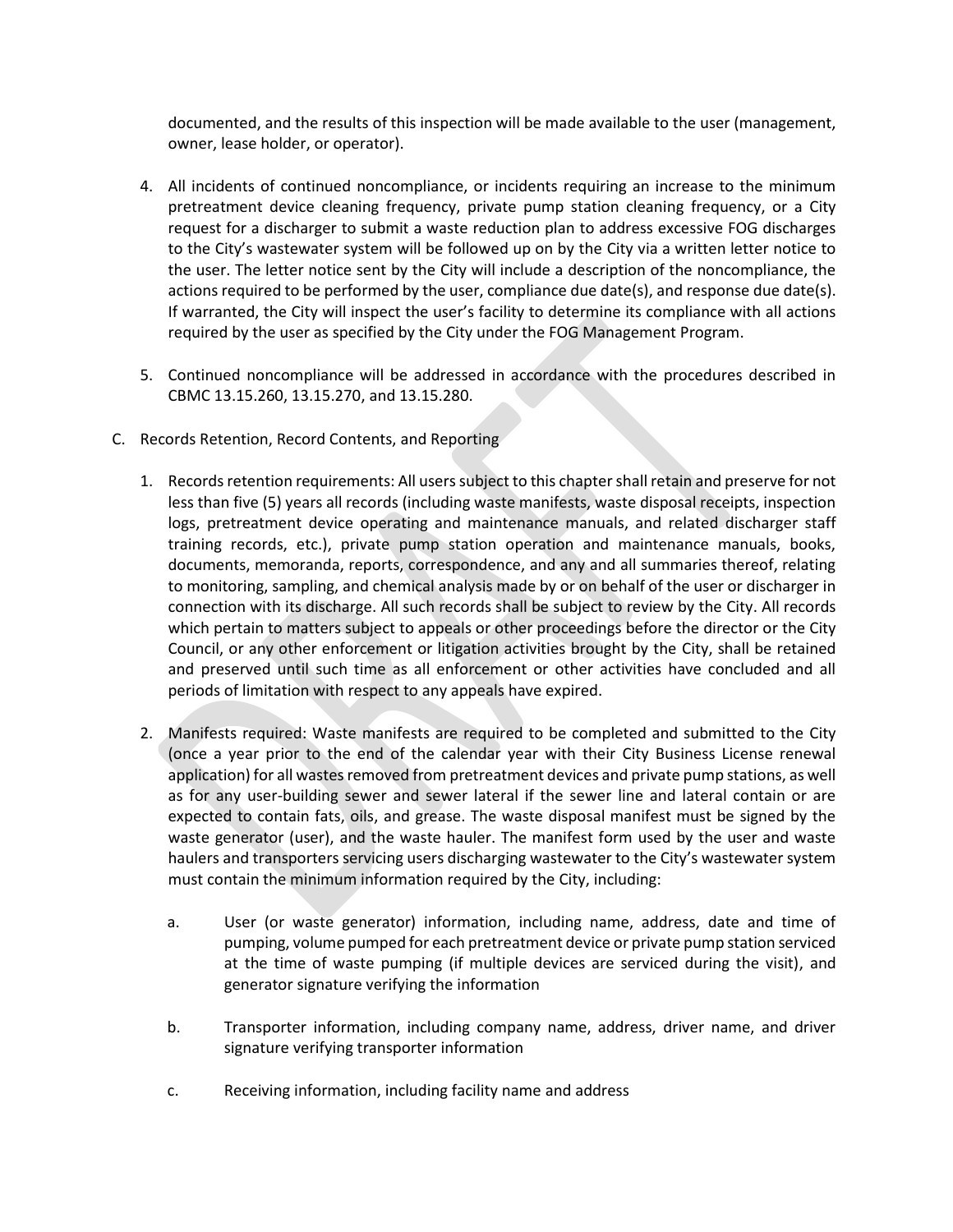documented, and the results of this inspection will be made available to the user (management, owner, lease holder, or operator).

4. All incidents of continued noncompliance, or incidents requiring an increase to the minimum pretreatment device cleaning frequency, private pump station cleaning frequency, or a City request for a discharger to submit a waste reduction plan to address excessive FOG discharges to the City's wastewater system will be followed up on by the City via a written letter notice to the user. The letter notice sent by the City will include a description of the noncompliance, the actions required to be performed by the user, compliance due date(s), and response due date(s). If warranted, the City will inspect the user's facility to determine its compliance with all actions required by the user as specified by the City under the FOG Management Program.

5. Continued noncompliance will be addressed in accordance with the procedures described in CBMC 13.15.260, 13.15.270, and 13.15.280.

C. Records Retention, Record Contents, and Reporting

1. Records retention requirements: All users subject to this chapter shall retain and preserve for not less than five (5) years all records (including waste manifests, waste disposal receipts, inspection logs, pretreatment device operating and maintenance manuals, and related discharger staff training records, etc.), private pump station operation and maintenance manuals, books, documents, memoranda, reports, correspondence, and any and all summaries thereof, relating to monitoring, sampling, and chemical analysis made by or on behalf of the user or discharger in connection with its discharge. All such records shall be subject to review by the City. All records which pertain to matters subject to appeals or other proceedings before the director or the City Council, or any other enforcement or litigation activities brought by the City, shall be retained and preserved until such time as all enforcement or other activities have concluded and all periods of limitation with respect to any appeals have expired.

2. Manifests required: Waste manifests are required to be completed and submitted to the City (once a year prior to the end of the calendar year with their City Business License renewal application) for all wastes removed from pretreatment devices and private pump stations, as well as for any user-building sewer and sewer lateral if the sewer line and lateral contain or are expected to contain fats, oils, and grease. The waste disposal manifest must be signed by the waste generator (user), and the waste hauler. The manifest form used by the user and waste haulers and transporters servicing users discharging wastewater to the City's wastewater system must contain the minimum information required by the City, including:

   a. User (or waste generator) information, including name, address, date and time of pumping, volume pumped for each pretreatment device or private pump station serviced at the time of waste pumping (if multiple devices are serviced during the visit), and generator signature verifying the information

   b. Transporter information, including company name, address, driver name, and driver signature verifying transporter information

   c. Receiving information, including facility name and address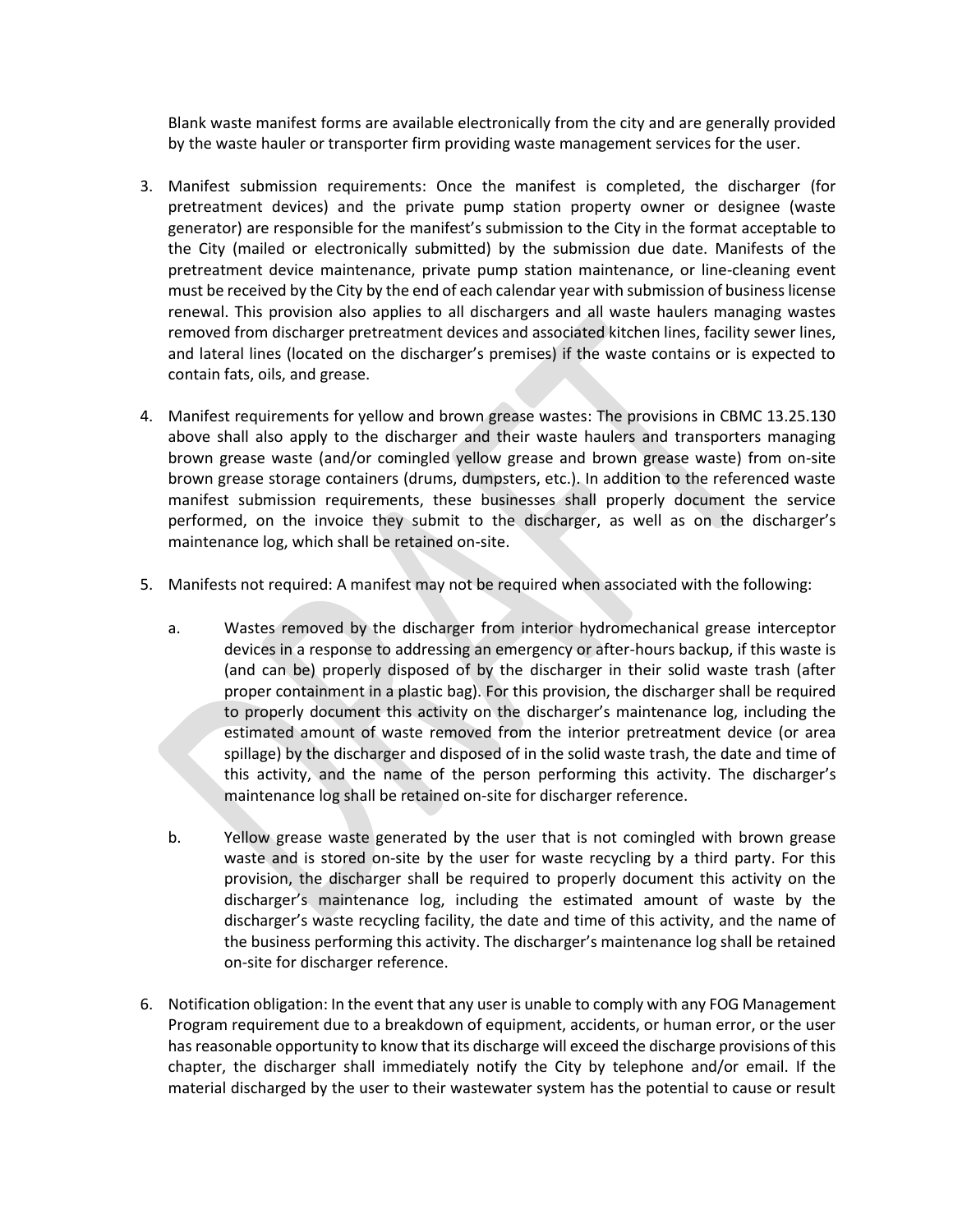Blank waste manifest forms are available electronically from the city and are generally provided by the waste hauler or transporter firm providing waste management services for the user.

3. Manifest submission requirements: Once the manifest is completed, the discharger (for pretreatment devices) and the private pump station property owner or designee (waste generator) are responsible for the manifest's submission to the City in the format acceptable to the City (mailed or electronically submitted) by the submission due date. Manifests of the pretreatment device maintenance, private pump station maintenance, or line-cleaning event must be received by the City by the end of each calendar year with submission of business license renewal. This provision also applies to all dischargers and all waste haulers managing wastes removed from discharger pretreatment devices and associated kitchen lines, facility sewer lines, and lateral lines (located on the discharger's premises) if the waste contains or is expected to contain fats, oils, and grease.

4. Manifest requirements for yellow and brown grease wastes: The provisions in CBMC 13.25.130 above shall also apply to the discharger and their waste haulers and transporters managing brown grease waste (and/or comingled yellow grease and brown grease waste) from on-site brown grease storage containers (drums, dumpsters, etc.). In addition to the referenced waste manifest submission requirements, these businesses shall properly document the service performed, on the invoice they submit to the discharger, as well as on the discharger's maintenance log, which shall be retained on-site.

5. Manifests not required: A manifest may not be required when associated with the following:

   a. Wastes removed by the discharger from interior hydromechanical grease interceptor devices in a response to addressing an emergency or after-hours backup, if this waste is (and can be) properly disposed of by the discharger in their solid waste trash (after proper containment in a plastic bag). For this provision, the discharger shall be required to properly document this activity on the discharger's maintenance log, including the estimated amount of waste removed from the interior pretreatment device (or area spillage) by the discharger and disposed of in the solid waste trash, the date and time of this activity, and the name of the person performing this activity. The discharger's maintenance log shall be retained on-site for discharger reference.

   b. Yellow grease waste generated by the user that is not comingled with brown grease waste and is stored on-site by the user for waste recycling by a third party. For this provision, the discharger shall be required to properly document this activity on the discharger's maintenance log, including the estimated amount of waste by the discharger's waste recycling facility, the date and time of this activity, and the name of the business performing this activity. The discharger's maintenance log shall be retained on-site for discharger reference.

6. Notification obligation: In the event that any user is unable to comply with any FOG Management Program requirement due to a breakdown of equipment, accidents, or human error, or the user has reasonable opportunity to know that its discharge will exceed the discharge provisions of this chapter, the discharger shall immediately notify the City by telephone and/or email. If the material discharged by the user to their wastewater system has the potential to cause or result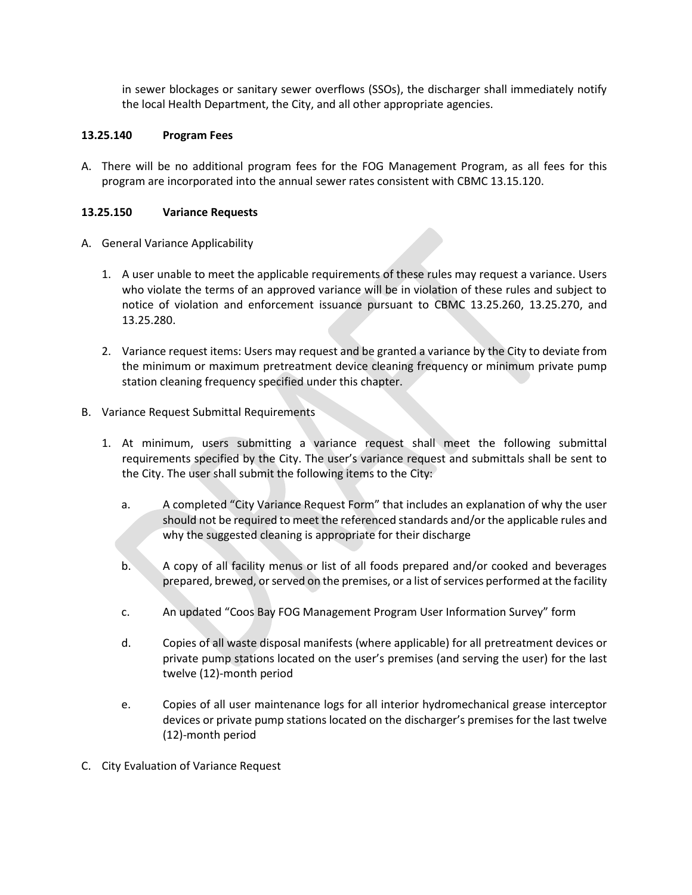in sewer blockages or sanitary sewer overflows (SSOs), the discharger shall immediately notify the local Health Department, the City, and all other appropriate agencies.

**13.25.140 Program Fees**

A. There will be no additional program fees for the FOG Management Program, as all fees for this program are incorporated into the annual sewer rates consistent with CBMC 13.15.120.

**13.25.150 Variance Requests**

A. General Variance Applicability

  1. A user unable to meet the applicable requirements of these rules may request a variance. Users who violate the terms of an approved variance will be in violation of these rules and subject to notice of violation and enforcement issuance pursuant to CBMC 13.25.260, 13.25.270, and 13.25.280.

  2. Variance request items: Users may request and be granted a variance by the City to deviate from the minimum or maximum pretreatment device cleaning frequency or minimum private pump station cleaning frequency specified under this chapter.

B. Variance Request Submittal Requirements

  1. At minimum, users submitting a variance request shall meet the following submittal requirements specified by the City. The user's variance request and submittals shall be sent to the City. The user shall submit the following items to the City:

     a. A completed "City Variance Request Form" that includes an explanation of why the user should not be required to meet the referenced standards and/or the applicable rules and why the suggested cleaning is appropriate for their discharge

     b. A copy of all facility menus or list of all foods prepared and/or cooked and beverages prepared, brewed, or served on the premises, or a list of services performed at the facility

     c. An updated "Coos Bay FOG Management Program User Information Survey" form

     d. Copies of all waste disposal manifests (where applicable) for all pretreatment devices or private pump stations located on the user's premises (and serving the user) for the last twelve (12)-month period

     e. Copies of all user maintenance logs for all interior hydromechanical grease interceptor devices or private pump stations located on the discharger's premises for the last twelve (12)-month period

C. City Evaluation of Variance Request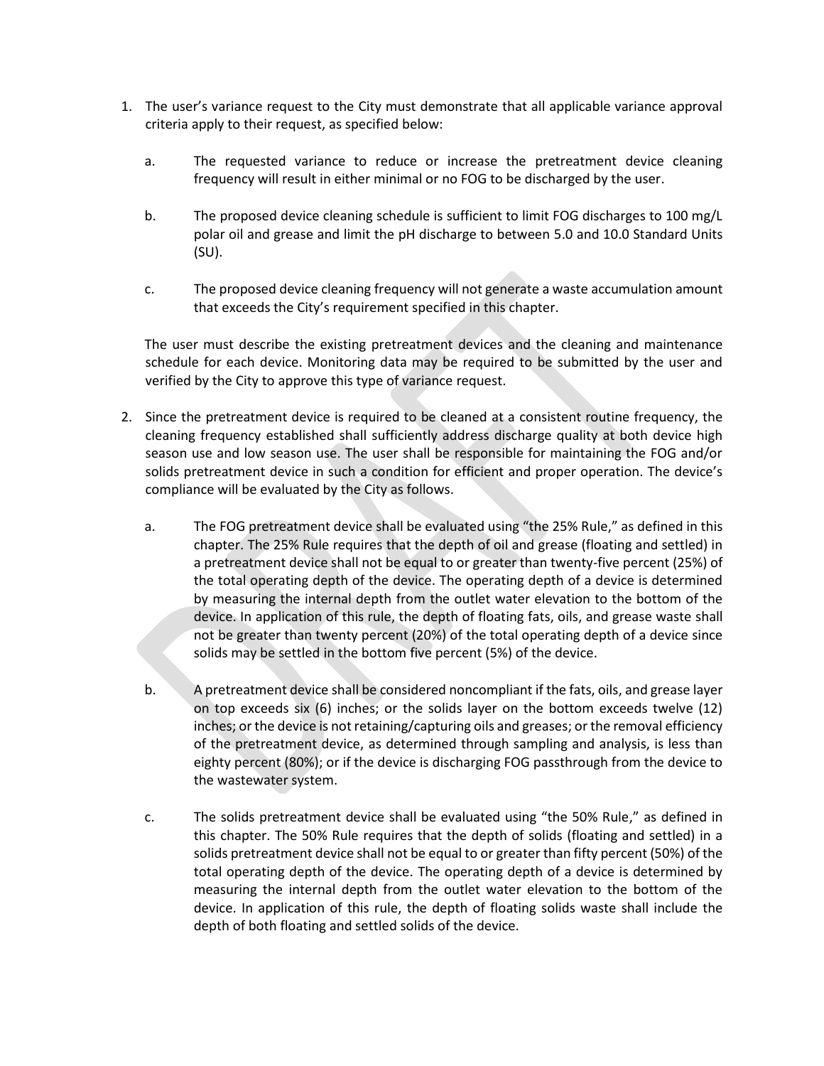1. The user's variance request to the City must demonstrate that all applicable variance approval criteria apply to their request, as specified below:

   a. The requested variance to reduce or increase the pretreatment device cleaning frequency will result in either minimal or no FOG to be discharged by the user.

   b. The proposed device cleaning schedule is sufficient to limit FOG discharges to 100 mg/L polar oil and grease and limit the pH discharge to between 5.0 and 10.0 Standard Units (SU).

   c. The proposed device cleaning frequency will not generate a waste accumulation amount that exceeds the City's requirement specified in this chapter.

   The user must describe the existing pretreatment devices and the cleaning and maintenance schedule for each device. Monitoring data may be required to be submitted by the user and verified by the City to approve this type of variance request.

2. Since the pretreatment device is required to be cleaned at a consistent routine frequency, the cleaning frequency established shall sufficiently address discharge quality at both device high season use and low season use. The user shall be responsible for maintaining the FOG and/or solids pretreatment device in such a condition for efficient and proper operation. The device's compliance will be evaluated by the City as follows.

   a. The FOG pretreatment device shall be evaluated using "the 25% Rule," as defined in this chapter. The 25% Rule requires that the depth of oil and grease (floating and settled) in a pretreatment device shall not be equal to or greater than twenty-five percent (25%) of the total operating depth of the device. The operating depth of a device is determined by measuring the internal depth from the outlet water elevation to the bottom of the device. In application of this rule, the depth of floating fats, oils, and grease waste shall not be greater than twenty percent (20%) of the total operating depth of a device since solids may be settled in the bottom five percent (5%) of the device.

   b. A pretreatment device shall be considered noncompliant if the fats, oils, and grease layer on top exceeds six (6) inches; or the solids layer on the bottom exceeds twelve (12) inches; or the device is not retaining/capturing oils and greases; or the removal efficiency of the pretreatment device, as determined through sampling and analysis, is less than eighty percent (80%); or if the device is discharging FOG passthrough from the device to the wastewater system.

   c. The solids pretreatment device shall be evaluated using "the 50% Rule," as defined in this chapter. The 50% Rule requires that the depth of solids (floating and settled) in a solids pretreatment device shall not be equal to or greater than fifty percent (50%) of the total operating depth of the device. The operating depth of a device is determined by measuring the internal depth from the outlet water elevation to the bottom of the device. In application of this rule, the depth of floating solids waste shall include the depth of both floating and settled solids of the device.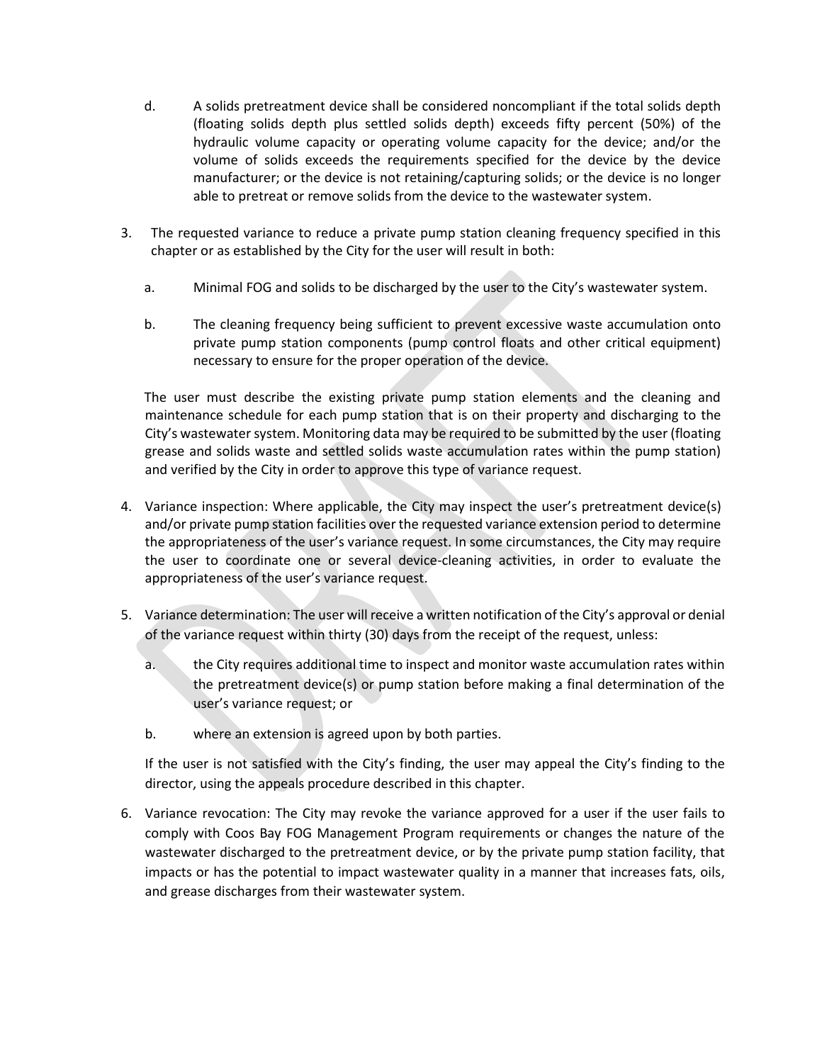d. A solids pretreatment device shall be considered noncompliant if the total solids depth (floating solids depth plus settled solids depth) exceeds fifty percent (50%) of the hydraulic volume capacity or operating volume capacity for the device; and/or the volume of solids exceeds the requirements specified for the device by the device manufacturer; or the device is not retaining/capturing solids; or the device is no longer able to pretreat or remove solids from the device to the wastewater system.

3. The requested variance to reduce a private pump station cleaning frequency specified in this chapter or as established by the City for the user will result in both:

   a. Minimal FOG and solids to be discharged by the user to the City's wastewater system.

   b. The cleaning frequency being sufficient to prevent excessive waste accumulation onto private pump station components (pump control floats and other critical equipment) necessary to ensure for the proper operation of the device.

   The user must describe the existing private pump station elements and the cleaning and maintenance schedule for each pump station that is on their property and discharging to the City's wastewater system. Monitoring data may be required to be submitted by the user (floating grease and solids waste and settled solids waste accumulation rates within the pump station) and verified by the City in order to approve this type of variance request.

4. Variance inspection: Where applicable, the City may inspect the user's pretreatment device(s) and/or private pump station facilities over the requested variance extension period to determine the appropriateness of the user's variance request. In some circumstances, the City may require the user to coordinate one or several device-cleaning activities, in order to evaluate the appropriateness of the user's variance request.

5. Variance determination: The user will receive a written notification of the City's approval or denial of the variance request within thirty (30) days from the receipt of the request, unless:

   a. the City requires additional time to inspect and monitor waste accumulation rates within the pretreatment device(s) or pump station before making a final determination of the user's variance request; or

   b. where an extension is agreed upon by both parties.

   If the user is not satisfied with the City's finding, the user may appeal the City's finding to the director, using the appeals procedure described in this chapter.

6. Variance revocation: The City may revoke the variance approved for a user if the user fails to comply with Coos Bay FOG Management Program requirements or changes the nature of the wastewater discharged to the pretreatment device, or by the private pump station facility, that impacts or has the potential to impact wastewater quality in a manner that increases fats, oils, and grease discharges from their wastewater system.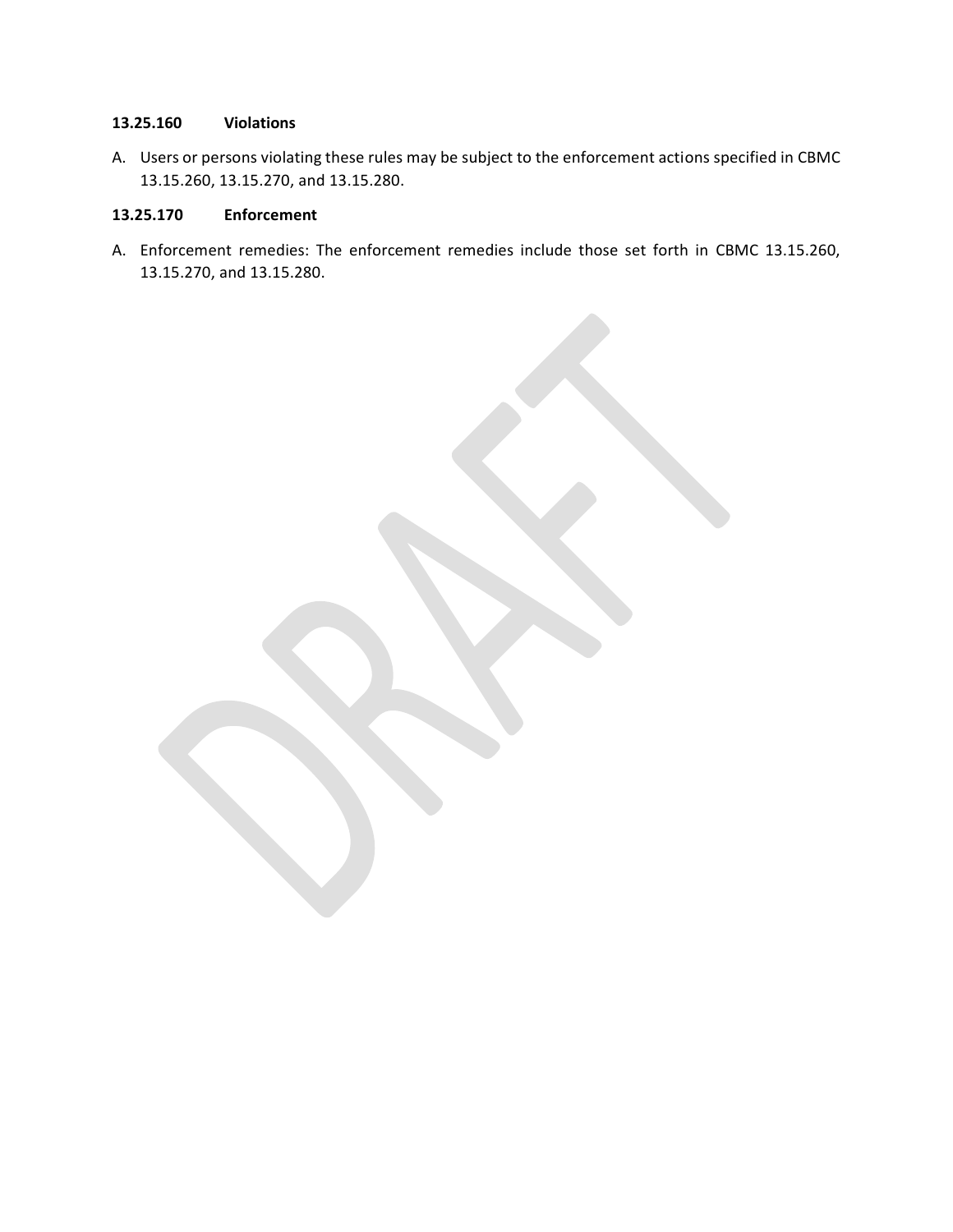**13.25.160 Violations**

A. Users or persons violating these rules may be subject to the enforcement actions specified in CBMC 13.15.260, 13.15.270, and 13.15.280.

**13.25.170 Enforcement**

A. Enforcement remedies: The enforcement remedies include those set forth in CBMC 13.15.260, 13.15.270, and 13.15.280.